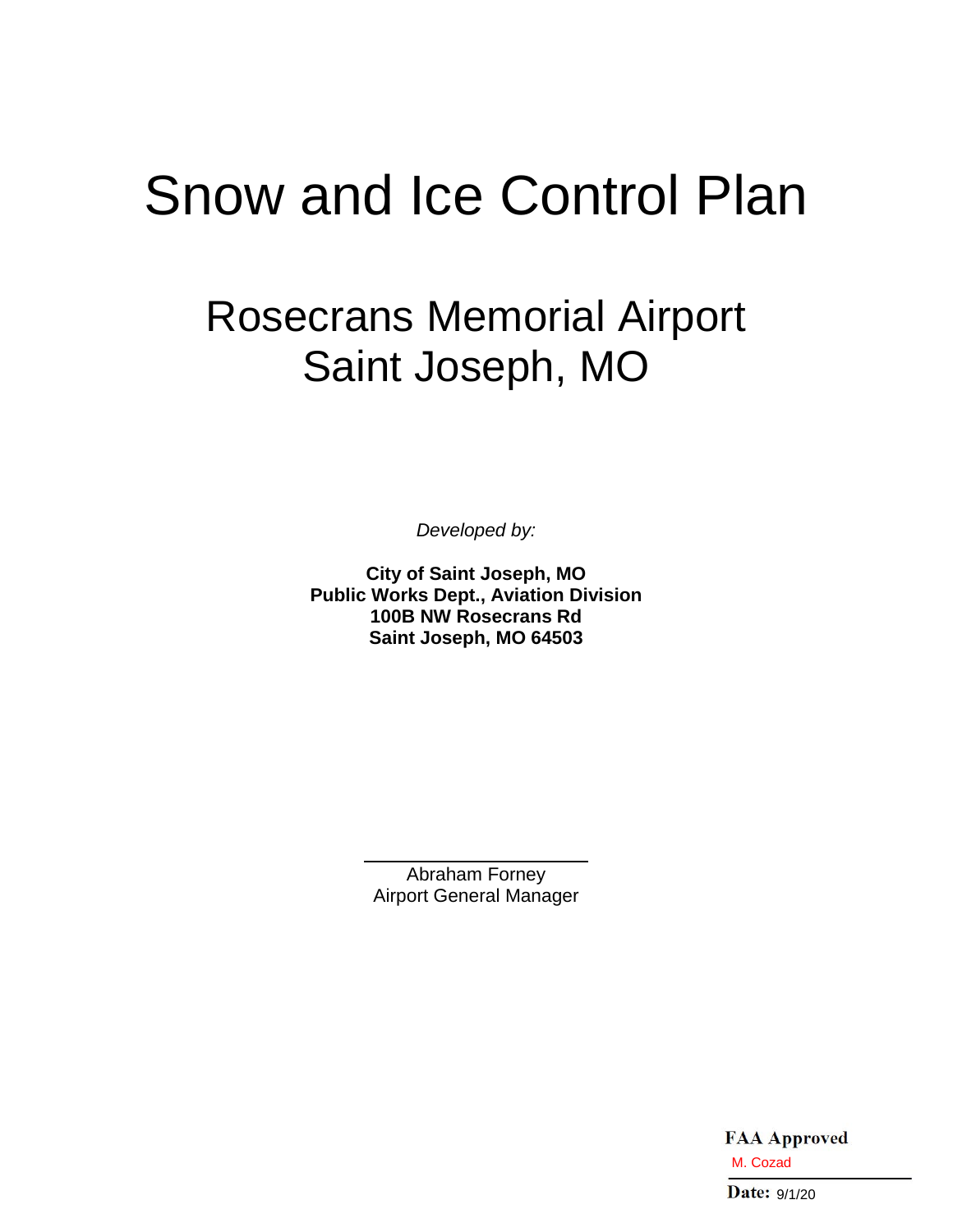# Snow and Ice Control Plan

## Rosecrans Memorial Airport
## Saint Joseph, MO

*Developed by:*

**City of Saint Joseph, MO**
**Public Works Dept., Aviation Division**
**100B NW Rosecrans Rd**
**Saint Joseph, MO 64503**

Abraham Forney
Airport General Manager

**FAA Approved**
M. Cozad
**Date:** 9/1/20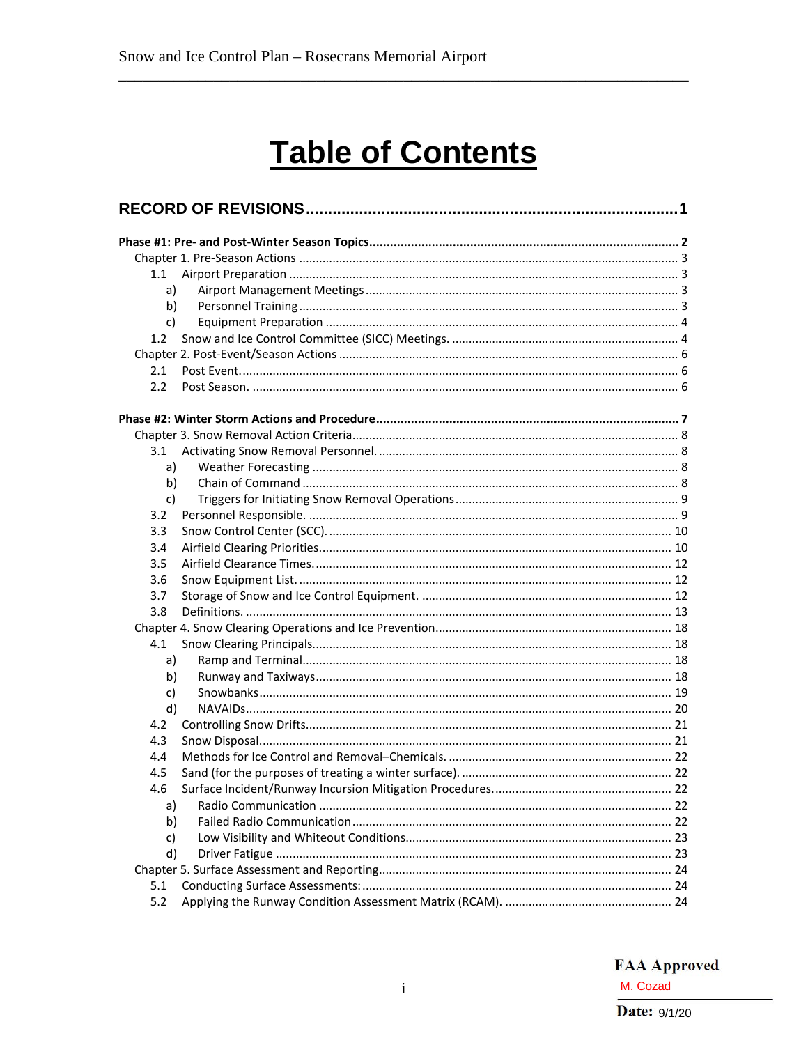# Table of Contents

**RECORD OF REVISIONS....................................................................................1**

**Phase #1: Pre- and Post-Winter Season Topics........................................................................................ 2**

Chapter 1. Pre-Season Actions ................................................................................................ 3

- 1.1 Airport Preparation .................................................................................................. 3
  - a) Airport Management Meetings ............................................................................... 3
  - b) Personnel Training .................................................................................................. 3
  - c) Equipment Preparation ........................................................................................... 4
- 1.2 Snow and Ice Control Committee (SICC) Meetings. .................................................... 4

Chapter 2. Post-Event/Season Actions ...................................................................................... 6

- 2.1 Post Event. ................................................................................................................ 6
- 2.2 Post Season. .............................................................................................................. 6

**Phase #2: Winter Storm Actions and Procedure........................................................................................ 7**

Chapter 3. Snow Removal Action Criteria.................................................................................. 8

- 3.1 Activating Snow Removal Personnel. ......................................................................... 8
  - a) Weather Forecasting ............................................................................................... 8
  - b) Chain of Command ................................................................................................. 8
  - c) Triggers for Initiating Snow Removal Operations .................................................... 9
- 3.2 Personnel Responsible. ............................................................................................. 9
- 3.3 Snow Control Center (SCC). ..................................................................................... 10
- 3.4 Airfield Clearing Priorities......................................................................................... 10
- 3.5 Airfield Clearance Times. .......................................................................................... 12
- 3.6 Snow Equipment List. ............................................................................................... 12
- 3.7 Storage of Snow and Ice Control Equipment. ........................................................... 12
- 3.8 Definitions. ............................................................................................................... 13

Chapter 4. Snow Clearing Operations and Ice Prevention....................................................... 18

- 4.1 Snow Clearing Principals........................................................................................... 18
  - a) Ramp and Terminal................................................................................................. 18
  - b) Runway and Taxiways............................................................................................. 18
  - c) Snowbanks ............................................................................................................. 19
  - d) NAVAIDs................................................................................................................. 20
- 4.2 Controlling Snow Drifts.............................................................................................. 21
- 4.3 Snow Disposal........................................................................................................... 21
- 4.4 Methods for Ice Control and Removal–Chemicals. ................................................... 22
- 4.5 Sand (for the purposes of treating a winter surface). ............................................... 22
- 4.6 Surface Incident/Runway Incursion Mitigation Procedures....................................... 22
  - a) Radio Communication ............................................................................................ 22
  - b) Failed Radio Communication.................................................................................. 22
  - c) Low Visibility and Whiteout Conditions.................................................................. 23
  - d) Driver Fatigue ........................................................................................................ 23

Chapter 5. Surface Assessment and Reporting........................................................................ 24

- 5.1 Conducting Surface Assessments:............................................................................. 24
- 5.2 Applying the Runway Condition Assessment Matrix (RCAM). .................................. 24

**FAA Approved**
M. Cozad
**Date:** 9/1/20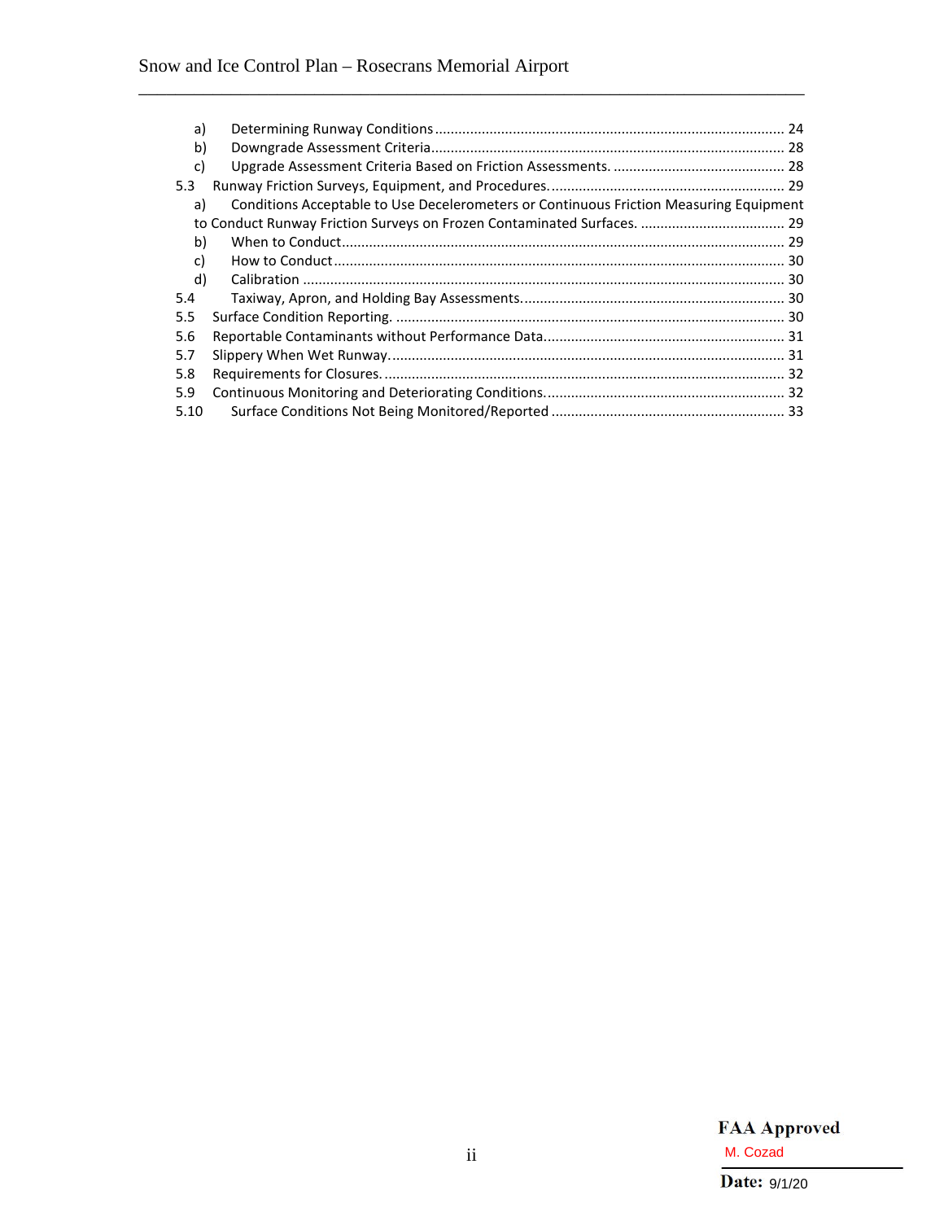a) Determining Runway Conditions ........................................................................................ 24
b) Downgrade Assessment Criteria......................................................................................... 28
c) Upgrade Assessment Criteria Based on Friction Assessments. ........................................... 28

5.3 Runway Friction Surveys, Equipment, and Procedures. ........................................................... 29

a) Conditions Acceptable to Use Decelerometers or Continuous Friction Measuring Equipment to Conduct Runway Friction Surveys on Frozen Contaminated Surfaces. .................................... 29
b) When to Conduct................................................................................................................ 29
c) How to Conduct.................................................................................................................. 30
d) Calibration .......................................................................................................................... 30

5.4 Taxiway, Apron, and Holding Bay Assessments.................................................................. 30

5.5 Surface Condition Reporting. .................................................................................................. 30

5.6 Reportable Contaminants without Performance Data............................................................ 31

5.7 Slippery When Wet Runway.................................................................................................... 31

5.8 Requirements for Closures. ..................................................................................................... 32

5.9 Continuous Monitoring and Deteriorating Conditions............................................................ 32

5.10 Surface Conditions Not Being Monitored/Reported .......................................................... 33

**FAA Approved**

M. Cozad

**Date:** 9/1/20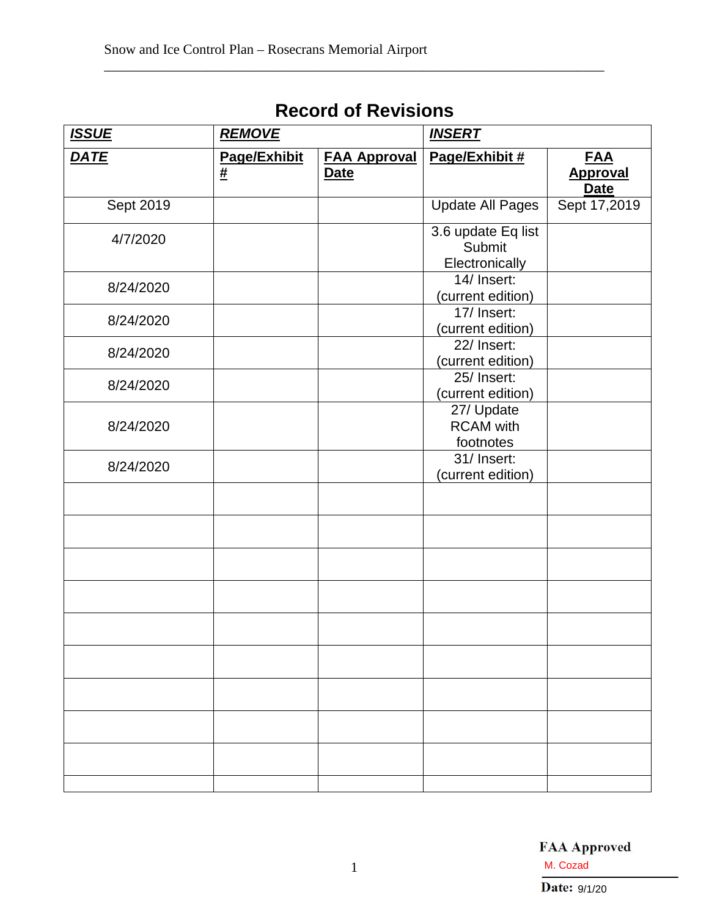## Record of Revisions

| ***ISSUE*** | ***REMOVE*** | | ***INSERT*** | |
|---|---|---|---|---|
| ***DATE*** | **Page/Exhibit #** | **FAA Approval Date** | **Page/Exhibit #** | **FAA Approval Date** |
| Sept 2019 | | | Update All Pages | Sept 17,2019 |
| 4/7/2020 | | | 3.6 update Eq list Submit Electronically | |
| 8/24/2020 | | | 14/ Insert: (current edition) | |
| 8/24/2020 | | | 17/ Insert: (current edition) | |
| 8/24/2020 | | | 22/ Insert: (current edition) | |
| 8/24/2020 | | | 25/ Insert: (current edition) | |
| 8/24/2020 | | | 27/ Update RCAM with footnotes | |
| 8/24/2020 | | | 31/ Insert: (current edition) | |
| | | | | |
| | | | | |
| | | | | |
| | | | | |
| | | | | |
| | | | | |
| | | | | |
| | | | | |
| | | | | |
| | | | | |

**FAA Approved**
M. Cozad
**Date:** 9/1/20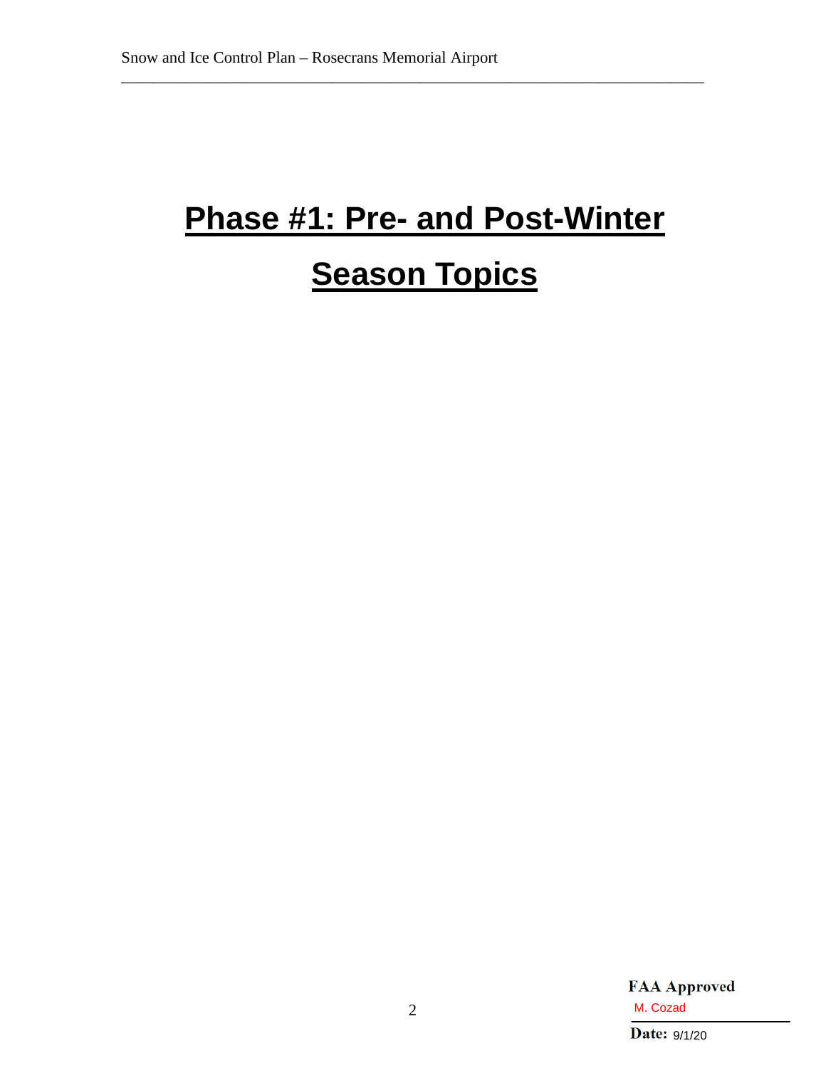# Phase #1: Pre- and Post-Winter Season Topics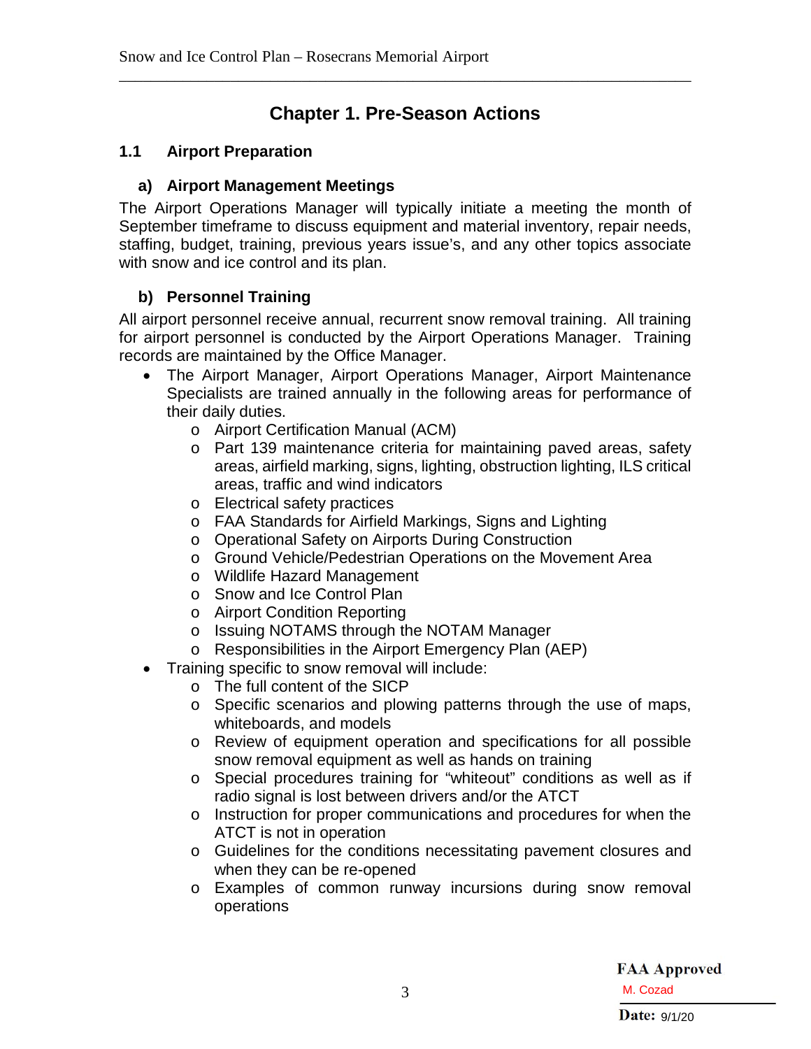# Chapter 1. Pre-Season Actions

## 1.1 Airport Preparation

### a) Airport Management Meetings

The Airport Operations Manager will typically initiate a meeting the month of September timeframe to discuss equipment and material inventory, repair needs, staffing, budget, training, previous years issue's, and any other topics associate with snow and ice control and its plan.

### b) Personnel Training

All airport personnel receive annual, recurrent snow removal training. All training for airport personnel is conducted by the Airport Operations Manager. Training records are maintained by the Office Manager.

- The Airport Manager, Airport Operations Manager, Airport Maintenance Specialists are trained annually in the following areas for performance of their daily duties.
  - Airport Certification Manual (ACM)
  - Part 139 maintenance criteria for maintaining paved areas, safety areas, airfield marking, signs, lighting, obstruction lighting, ILS critical areas, traffic and wind indicators
  - Electrical safety practices
  - FAA Standards for Airfield Markings, Signs and Lighting
  - Operational Safety on Airports During Construction
  - Ground Vehicle/Pedestrian Operations on the Movement Area
  - Wildlife Hazard Management
  - Snow and Ice Control Plan
  - Airport Condition Reporting
  - Issuing NOTAMS through the NOTAM Manager
  - Responsibilities in the Airport Emergency Plan (AEP)
- Training specific to snow removal will include:
  - The full content of the SICP
  - Specific scenarios and plowing patterns through the use of maps, whiteboards, and models
  - Review of equipment operation and specifications for all possible snow removal equipment as well as hands on training
  - Special procedures training for "whiteout" conditions as well as if radio signal is lost between drivers and/or the ATCT
  - Instruction for proper communications and procedures for when the ATCT is not in operation
  - Guidelines for the conditions necessitating pavement closures and when they can be re-opened
  - Examples of common runway incursions during snow removal operations

**FAA Approved**
M. Cozad
**Date:** 9/1/20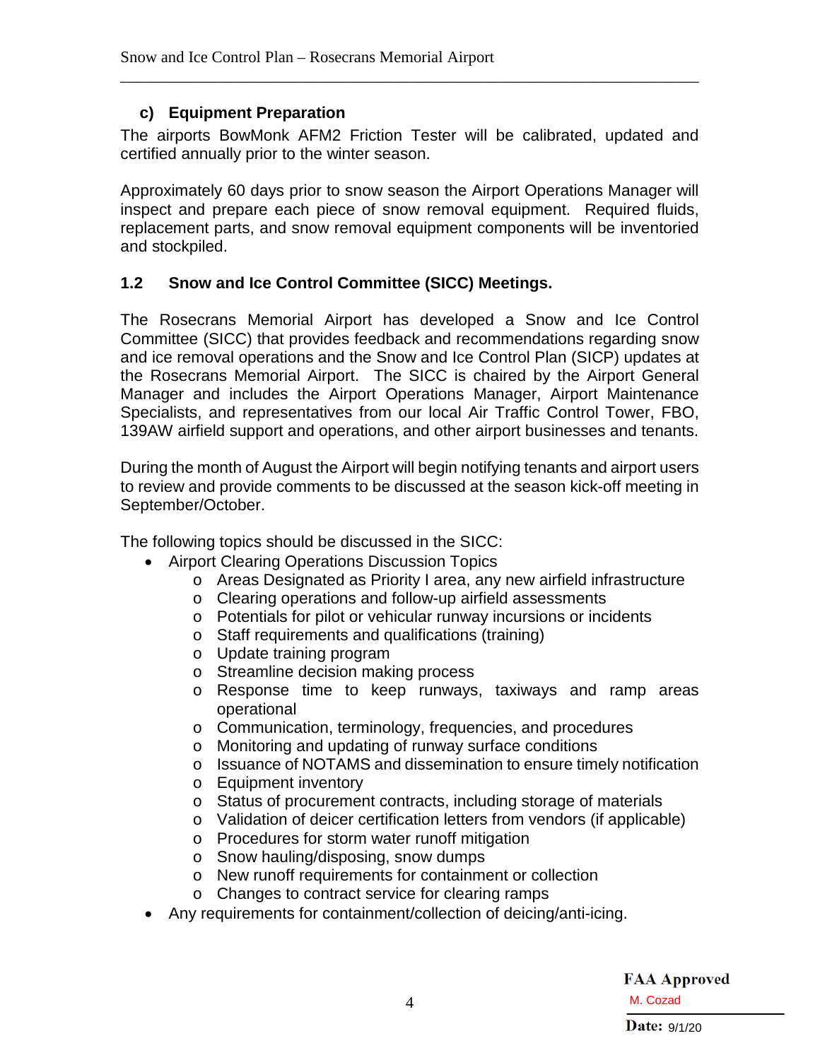### c) Equipment Preparation

The airports BowMonk AFM2 Friction Tester will be calibrated, updated and certified annually prior to the winter season.

Approximately 60 days prior to snow season the Airport Operations Manager will inspect and prepare each piece of snow removal equipment. Required fluids, replacement parts, and snow removal equipment components will be inventoried and stockpiled.

## 1.2 Snow and Ice Control Committee (SICC) Meetings.

The Rosecrans Memorial Airport has developed a Snow and Ice Control Committee (SICC) that provides feedback and recommendations regarding snow and ice removal operations and the Snow and Ice Control Plan (SICP) updates at the Rosecrans Memorial Airport. The SICC is chaired by the Airport General Manager and includes the Airport Operations Manager, Airport Maintenance Specialists, and representatives from our local Air Traffic Control Tower, FBO, 139AW airfield support and operations, and other airport businesses and tenants.

During the month of August the Airport will begin notifying tenants and airport users to review and provide comments to be discussed at the season kick-off meeting in September/October.

The following topics should be discussed in the SICC:

- Airport Clearing Operations Discussion Topics
  - Areas Designated as Priority I area, any new airfield infrastructure
  - Clearing operations and follow-up airfield assessments
  - Potentials for pilot or vehicular runway incursions or incidents
  - Staff requirements and qualifications (training)
  - Update training program
  - Streamline decision making process
  - Response time to keep runways, taxiways and ramp areas operational
  - Communication, terminology, frequencies, and procedures
  - Monitoring and updating of runway surface conditions
  - Issuance of NOTAMS and dissemination to ensure timely notification
  - Equipment inventory
  - Status of procurement contracts, including storage of materials
  - Validation of deicer certification letters from vendors (if applicable)
  - Procedures for storm water runoff mitigation
  - Snow hauling/disposing, snow dumps
  - New runoff requirements for containment or collection
  - Changes to contract service for clearing ramps
- Any requirements for containment/collection of deicing/anti-icing.

**FAA Approved**
M. Cozad
**Date:** 9/1/20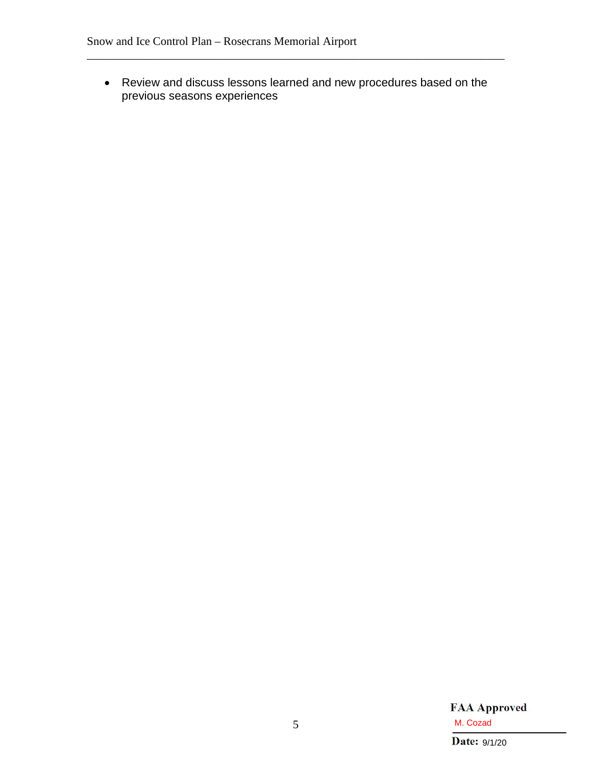- Review and discuss lessons learned and new procedures based on the previous seasons experiences

**FAA Approved**

M. Cozad

**Date:** 9/1/20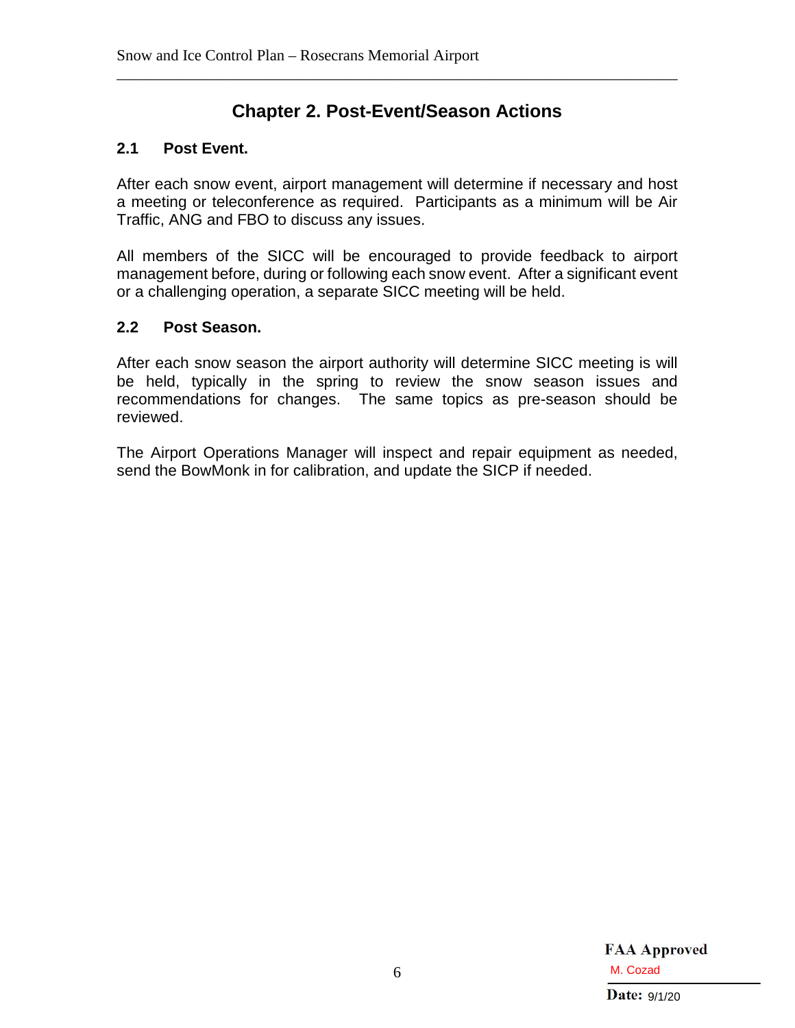# Chapter 2. Post-Event/Season Actions

## 2.1 Post Event.

After each snow event, airport management will determine if necessary and host a meeting or teleconference as required. Participants as a minimum will be Air Traffic, ANG and FBO to discuss any issues.

All members of the SICC will be encouraged to provide feedback to airport management before, during or following each snow event. After a significant event or a challenging operation, a separate SICC meeting will be held.

## 2.2 Post Season.

After each snow season the airport authority will determine SICC meeting is will be held, typically in the spring to review the snow season issues and recommendations for changes. The same topics as pre-season should be reviewed.

The Airport Operations Manager will inspect and repair equipment as needed, send the BowMonk in for calibration, and update the SICP if needed.

**FAA Approved**
M. Cozad
**Date:** 9/1/20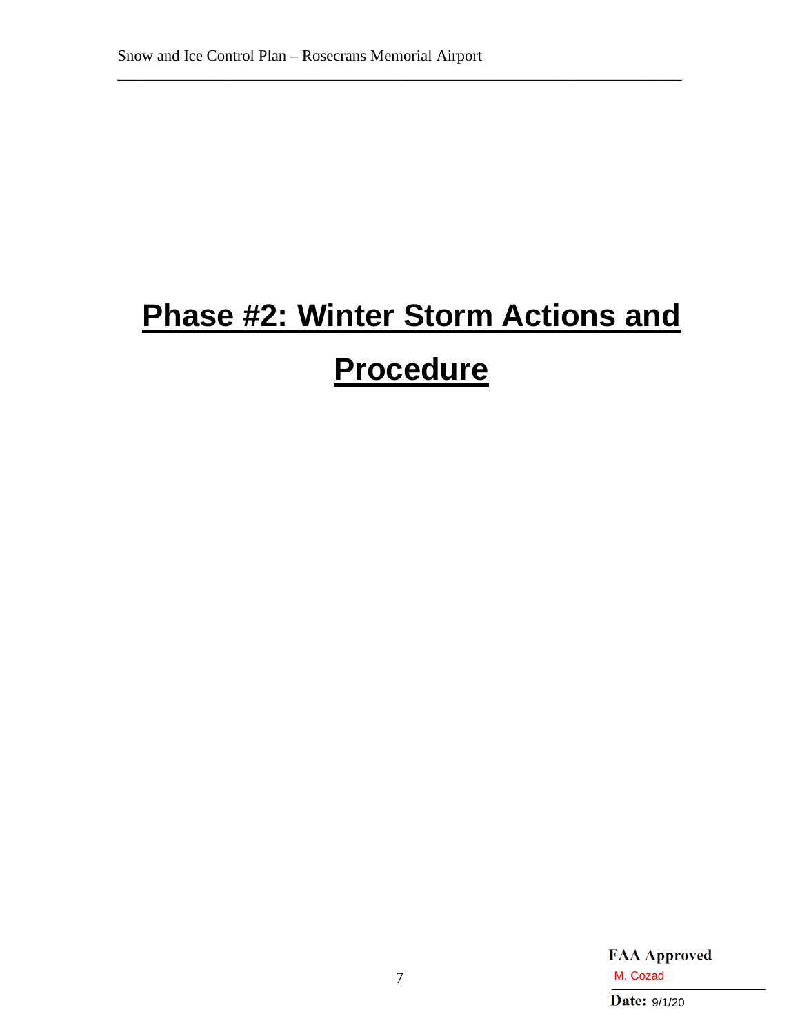# Phase #2: Winter Storm Actions and Procedure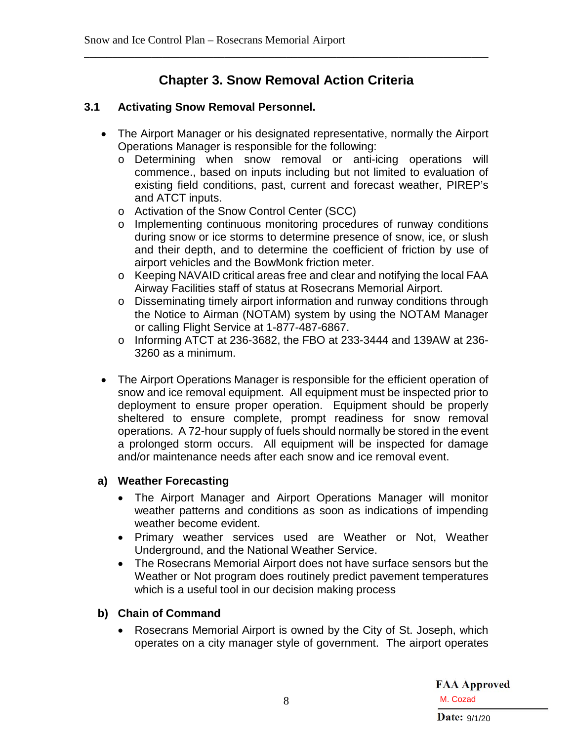# Chapter 3. Snow Removal Action Criteria

## 3.1 Activating Snow Removal Personnel.

- The Airport Manager or his designated representative, normally the Airport Operations Manager is responsible for the following:
  - Determining when snow removal or anti-icing operations will commence., based on inputs including but not limited to evaluation of existing field conditions, past, current and forecast weather, PIREP's and ATCT inputs.
  - Activation of the Snow Control Center (SCC)
  - Implementing continuous monitoring procedures of runway conditions during snow or ice storms to determine presence of snow, ice, or slush and their depth, and to determine the coefficient of friction by use of airport vehicles and the BowMonk friction meter.
  - Keeping NAVAID critical areas free and clear and notifying the local FAA Airway Facilities staff of status at Rosecrans Memorial Airport.
  - Disseminating timely airport information and runway conditions through the Notice to Airman (NOTAM) system by using the NOTAM Manager or calling Flight Service at 1-877-487-6867.
  - Informing ATCT at 236-3682, the FBO at 233-3444 and 139AW at 236-3260 as a minimum.

- The Airport Operations Manager is responsible for the efficient operation of snow and ice removal equipment. All equipment must be inspected prior to deployment to ensure proper operation. Equipment should be properly sheltered to ensure complete, prompt readiness for snow removal operations. A 72-hour supply of fuels should normally be stored in the event a prolonged storm occurs. All equipment will be inspected for damage and/or maintenance needs after each snow and ice removal event.

### a) Weather Forecasting

- The Airport Manager and Airport Operations Manager will monitor weather patterns and conditions as soon as indications of impending weather become evident.
- Primary weather services used are Weather or Not, Weather Underground, and the National Weather Service.
- The Rosecrans Memorial Airport does not have surface sensors but the Weather or Not program does routinely predict pavement temperatures which is a useful tool in our decision making process

### b) Chain of Command

- Rosecrans Memorial Airport is owned by the City of St. Joseph, which operates on a city manager style of government. The airport operates

**FAA Approved**
M. Cozad
**Date:** 9/1/20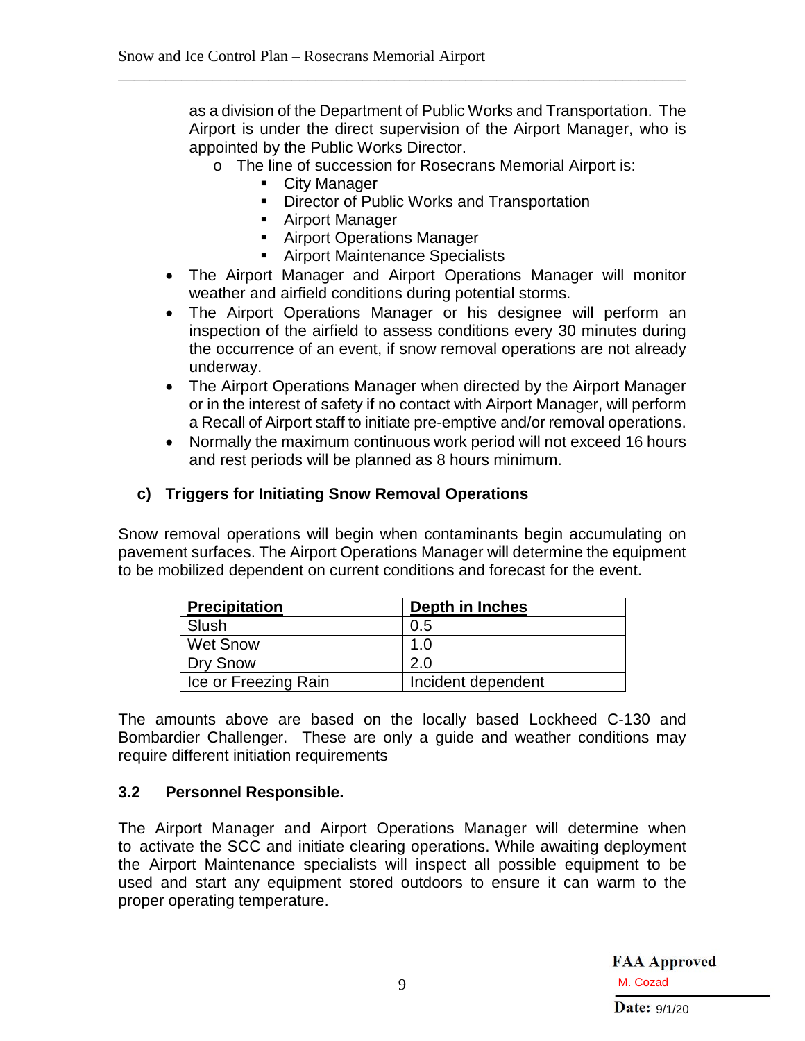as a division of the Department of Public Works and Transportation. The Airport is under the direct supervision of the Airport Manager, who is appointed by the Public Works Director.

  - The line of succession for Rosecrans Memorial Airport is:
    - City Manager
    - Director of Public Works and Transportation
    - Airport Manager
    - Airport Operations Manager
    - Airport Maintenance Specialists

- The Airport Manager and Airport Operations Manager will monitor weather and airfield conditions during potential storms.
- The Airport Operations Manager or his designee will perform an inspection of the airfield to assess conditions every 30 minutes during the occurrence of an event, if snow removal operations are not already underway.
- The Airport Operations Manager when directed by the Airport Manager or in the interest of safety if no contact with Airport Manager, will perform a Recall of Airport staff to initiate pre-emptive and/or removal operations.
- Normally the maximum continuous work period will not exceed 16 hours and rest periods will be planned as 8 hours minimum.

### c) Triggers for Initiating Snow Removal Operations

Snow removal operations will begin when contaminants begin accumulating on pavement surfaces. The Airport Operations Manager will determine the equipment to be mobilized dependent on current conditions and forecast for the event.

| Precipitation | Depth in Inches |
|---|---|
| Slush | 0.5 |
| Wet Snow | 1.0 |
| Dry Snow | 2.0 |
| Ice or Freezing Rain | Incident dependent |

The amounts above are based on the locally based Lockheed C-130 and Bombardier Challenger. These are only a guide and weather conditions may require different initiation requirements

## 3.2 Personnel Responsible.

The Airport Manager and Airport Operations Manager will determine when to activate the SCC and initiate clearing operations. While awaiting deployment the Airport Maintenance specialists will inspect all possible equipment to be used and start any equipment stored outdoors to ensure it can warm to the proper operating temperature.

**FAA Approved**
M. Cozad
**Date:** 9/1/20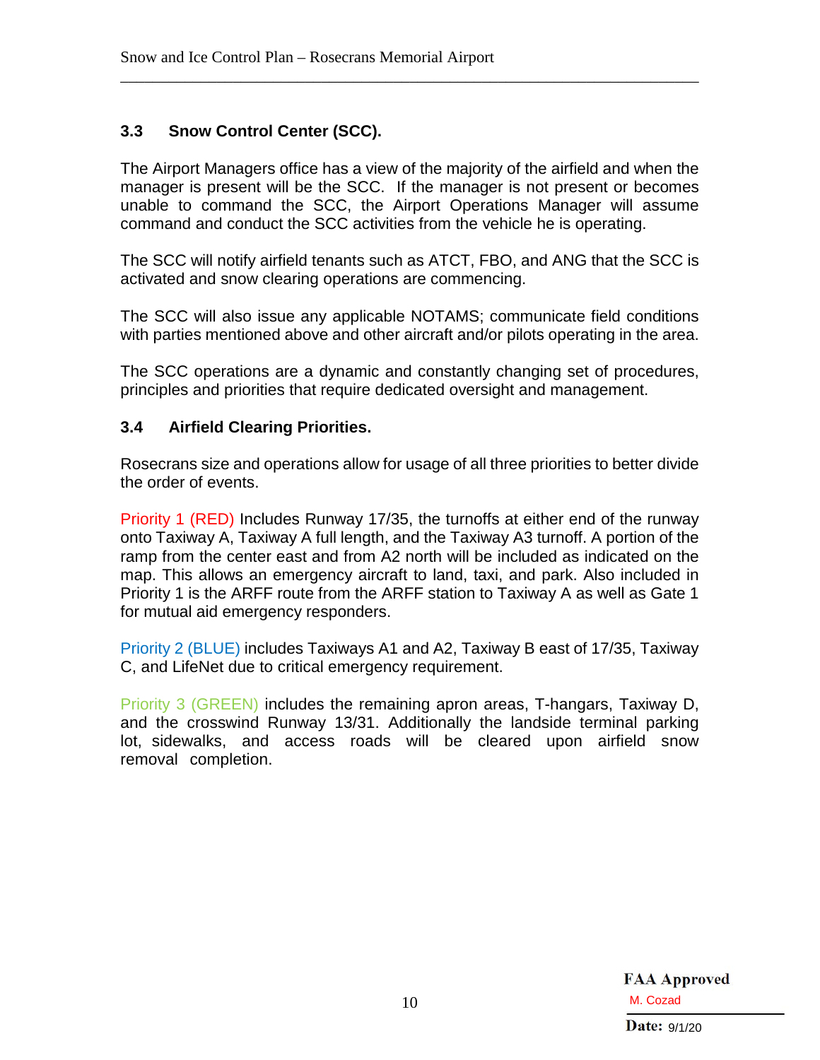### 3.3 Snow Control Center (SCC).

The Airport Managers office has a view of the majority of the airfield and when the manager is present will be the SCC. If the manager is not present or becomes unable to command the SCC, the Airport Operations Manager will assume command and conduct the SCC activities from the vehicle he is operating.

The SCC will notify airfield tenants such as ATCT, FBO, and ANG that the SCC is activated and snow clearing operations are commencing.

The SCC will also issue any applicable NOTAMS; communicate field conditions with parties mentioned above and other aircraft and/or pilots operating in the area.

The SCC operations are a dynamic and constantly changing set of procedures, principles and priorities that require dedicated oversight and management.

### 3.4 Airfield Clearing Priorities.

Rosecrans size and operations allow for usage of all three priorities to better divide the order of events.

Priority 1 (RED) Includes Runway 17/35, the turnoffs at either end of the runway onto Taxiway A, Taxiway A full length, and the Taxiway A3 turnoff. A portion of the ramp from the center east and from A2 north will be included as indicated on the map. This allows an emergency aircraft to land, taxi, and park. Also included in Priority 1 is the ARFF route from the ARFF station to Taxiway A as well as Gate 1 for mutual aid emergency responders.

Priority 2 (BLUE) includes Taxiways A1 and A2, Taxiway B east of 17/35, Taxiway C, and LifeNet due to critical emergency requirement.

Priority 3 (GREEN) includes the remaining apron areas, T-hangars, Taxiway D, and the crosswind Runway 13/31. Additionally the landside terminal parking lot, sidewalks, and access roads will be cleared upon airfield snow removal completion.

**FAA Approved**
M. Cozad
**Date:** 9/1/20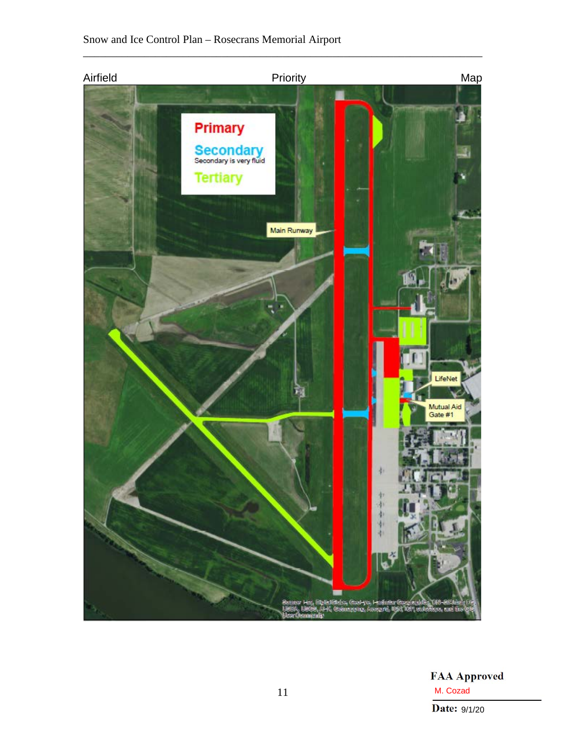Airfield Priority Map

Primary

Secondary
Secondary is very fluid

Tertiary

Main Runway

LifeNet

Mutual Aid Gate #1

Source: Esri, DigitalGlobe, GeoEye, Earthstar Geographics, CNES/Airbus DS, USDA, USGS, AEX, Getmapping, Aerogrid, IGN, IGP, swisstopo, and the GIS User Community

**FAA Approved**
M. Cozad
**Date:** 9/1/20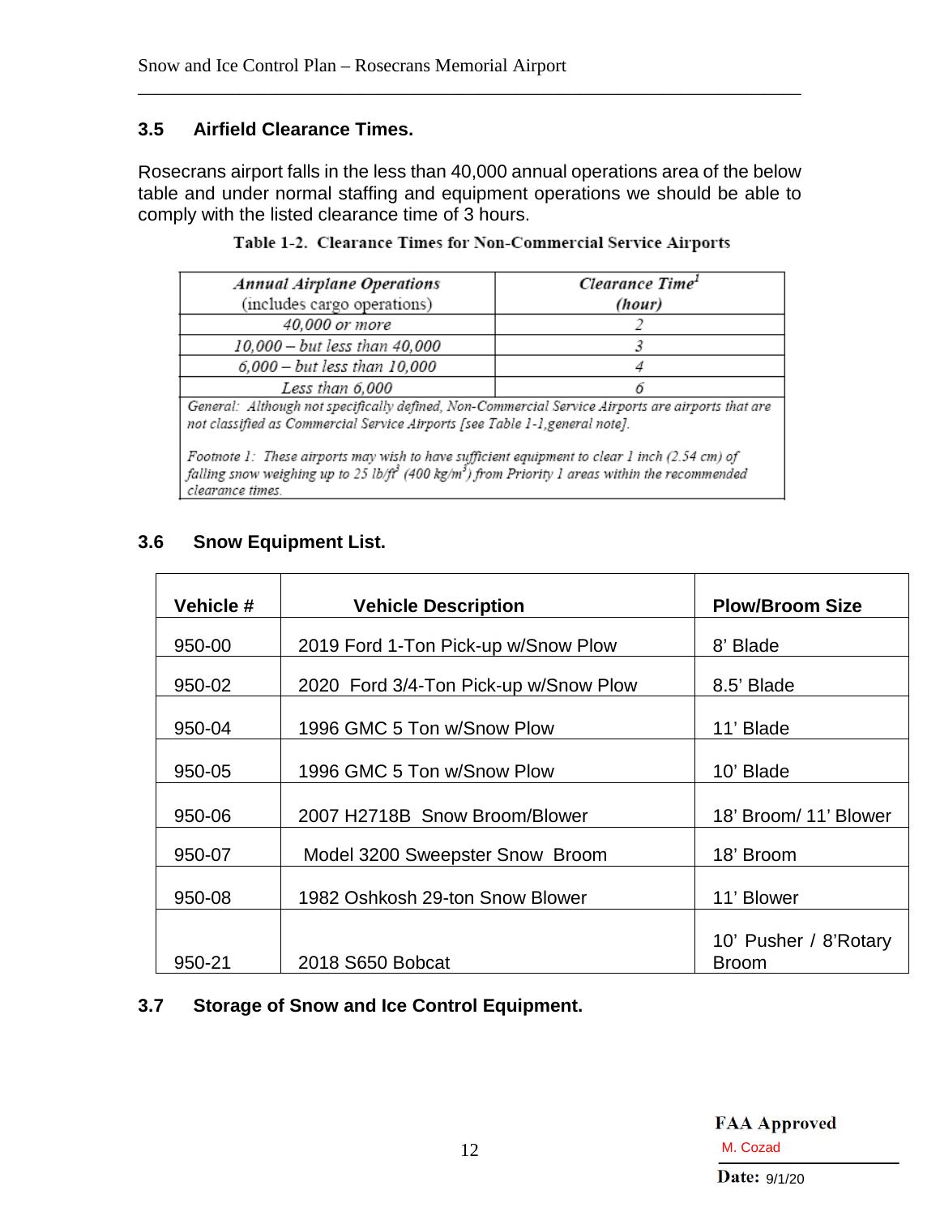### 3.5 Airfield Clearance Times.

Rosecrans airport falls in the less than 40,000 annual operations area of the below table and under normal staffing and equipment operations we should be able to comply with the listed clearance time of 3 hours.

**Table 1-2. Clearance Times for Non-Commercial Service Airports**

| *Annual Airplane Operations* (includes cargo operations) | *Clearance Time*[1] *(hour)* |
|---|---|
| *40,000 or more* | *2* |
| *10,000 – but less than 40,000* | *3* |
| *6,000 – but less than 10,000* | *4* |
| *Less than 6,000* | *6* |

*General: Although not specifically defined, Non-Commercial Service Airports are airports that are not classified as Commercial Service Airports [see Table 1-1,general note].*

*Footnote 1: These airports may wish to have sufficient equipment to clear 1 inch (2.54 cm) of falling snow weighing up to 25 lb/ft$^3$ (400 kg/m$^3$) from Priority 1 areas within the recommended clearance times.*

### 3.6 Snow Equipment List.

| Vehicle # | Vehicle Description | Plow/Broom Size |
|---|---|---|
| 950-00 | 2019 Ford 1-Ton Pick-up w/Snow Plow | 8' Blade |
| 950-02 | 2020 Ford 3/4-Ton Pick-up w/Snow Plow | 8.5' Blade |
| 950-04 | 1996 GMC 5 Ton w/Snow Plow | 11' Blade |
| 950-05 | 1996 GMC 5 Ton w/Snow Plow | 10' Blade |
| 950-06 | 2007 H2718B Snow Broom/Blower | 18' Broom/ 11' Blower |
| 950-07 | Model 3200 Sweepster Snow Broom | 18' Broom |
| 950-08 | 1982 Oshkosh 29-ton Snow Blower | 11' Blower |
| 950-21 | 2018 S650 Bobcat | 10' Pusher / 8'Rotary Broom |

### 3.7 Storage of Snow and Ice Control Equipment.

**FAA Approved**
M. Cozad
**Date:** 9/1/20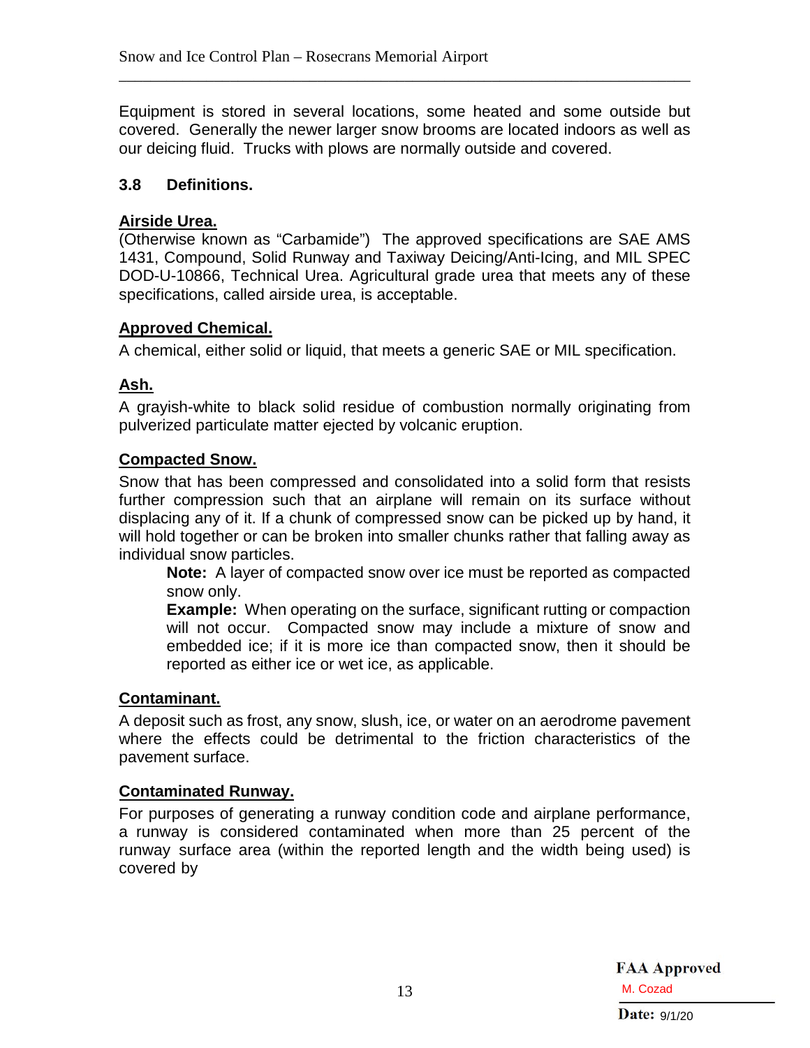Equipment is stored in several locations, some heated and some outside but covered. Generally the newer larger snow brooms are located indoors as well as our deicing fluid. Trucks with plows are normally outside and covered.

### 3.8 Definitions.

**Airside Urea.**

(Otherwise known as "Carbamide") The approved specifications are SAE AMS 1431, Compound, Solid Runway and Taxiway Deicing/Anti-Icing, and MIL SPEC DOD-U-10866, Technical Urea. Agricultural grade urea that meets any of these specifications, called airside urea, is acceptable.

**Approved Chemical.**

A chemical, either solid or liquid, that meets a generic SAE or MIL specification.

**Ash.**

A grayish-white to black solid residue of combustion normally originating from pulverized particulate matter ejected by volcanic eruption.

**Compacted Snow.**

Snow that has been compressed and consolidated into a solid form that resists further compression such that an airplane will remain on its surface without displacing any of it. If a chunk of compressed snow can be picked up by hand, it will hold together or can be broken into smaller chunks rather that falling away as individual snow particles.

> **Note:** A layer of compacted snow over ice must be reported as compacted snow only.
>
> **Example:** When operating on the surface, significant rutting or compaction will not occur. Compacted snow may include a mixture of snow and embedded ice; if it is more ice than compacted snow, then it should be reported as either ice or wet ice, as applicable.

**Contaminant.**

A deposit such as frost, any snow, slush, ice, or water on an aerodrome pavement where the effects could be detrimental to the friction characteristics of the pavement surface.

**Contaminated Runway.**

For purposes of generating a runway condition code and airplane performance, a runway is considered contaminated when more than 25 percent of the runway surface area (within the reported length and the width being used) is covered by

FAA Approved
M. Cozad
Date: 9/1/20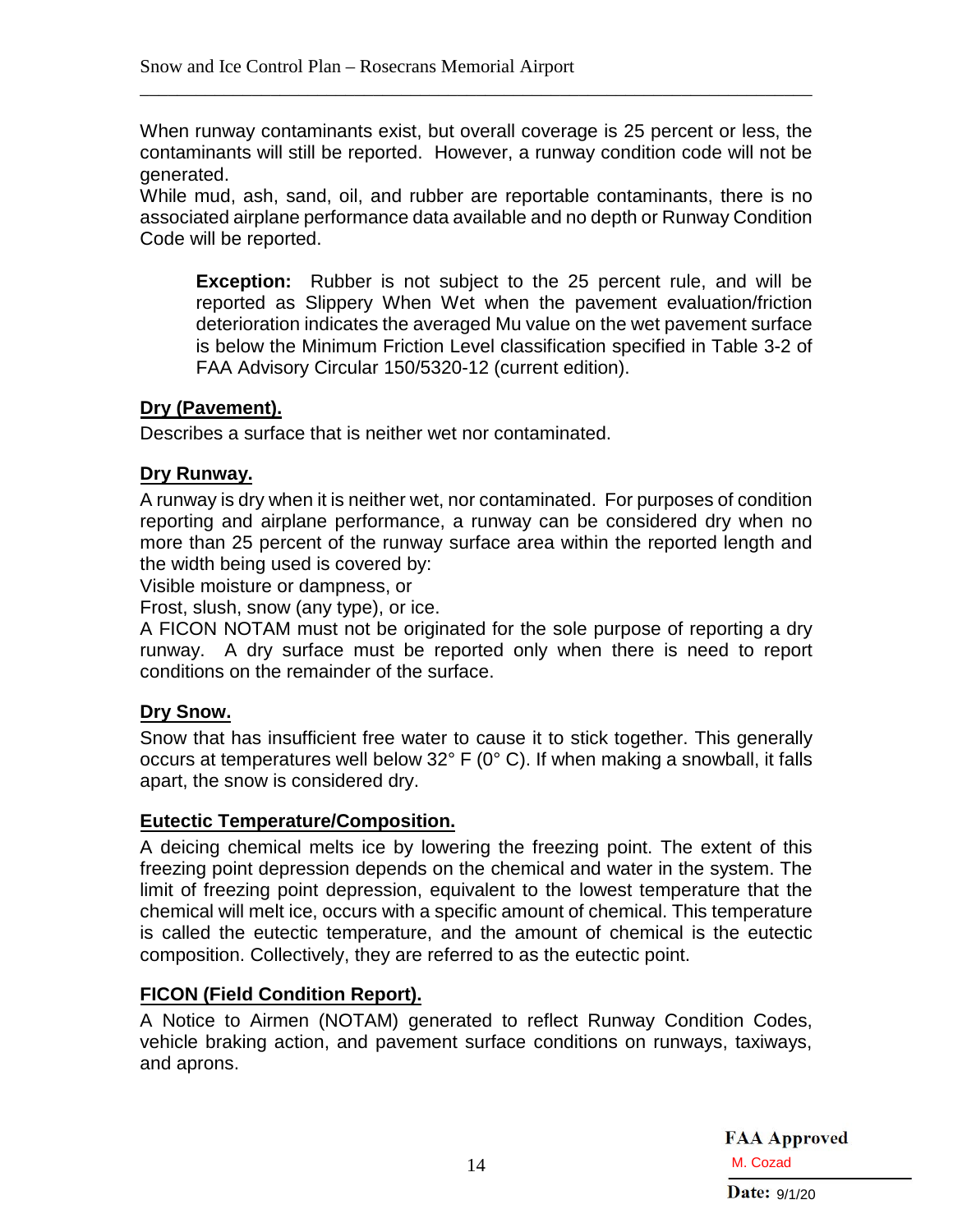When runway contaminants exist, but overall coverage is 25 percent or less, the contaminants will still be reported. However, a runway condition code will not be generated.

While mud, ash, sand, oil, and rubber are reportable contaminants, there is no associated airplane performance data available and no depth or Runway Condition Code will be reported.

> **Exception:** Rubber is not subject to the 25 percent rule, and will be reported as Slippery When Wet when the pavement evaluation/friction deterioration indicates the averaged Mu value on the wet pavement surface is below the Minimum Friction Level classification specified in Table 3-2 of FAA Advisory Circular 150/5320-12 (current edition).

**Dry (Pavement).**

Describes a surface that is neither wet nor contaminated.

**Dry Runway.**

A runway is dry when it is neither wet, nor contaminated. For purposes of condition reporting and airplane performance, a runway can be considered dry when no more than 25 percent of the runway surface area within the reported length and the width being used is covered by:

Visible moisture or dampness, or

Frost, slush, snow (any type), or ice.

A FICON NOTAM must not be originated for the sole purpose of reporting a dry runway. A dry surface must be reported only when there is need to report conditions on the remainder of the surface.

**Dry Snow.**

Snow that has insufficient free water to cause it to stick together. This generally occurs at temperatures well below 32° F (0° C). If when making a snowball, it falls apart, the snow is considered dry.

**Eutectic Temperature/Composition.**

A deicing chemical melts ice by lowering the freezing point. The extent of this freezing point depression depends on the chemical and water in the system. The limit of freezing point depression, equivalent to the lowest temperature that the chemical will melt ice, occurs with a specific amount of chemical. This temperature is called the eutectic temperature, and the amount of chemical is the eutectic composition. Collectively, they are referred to as the eutectic point.

**FICON (Field Condition Report).**

A Notice to Airmen (NOTAM) generated to reflect Runway Condition Codes, vehicle braking action, and pavement surface conditions on runways, taxiways, and aprons.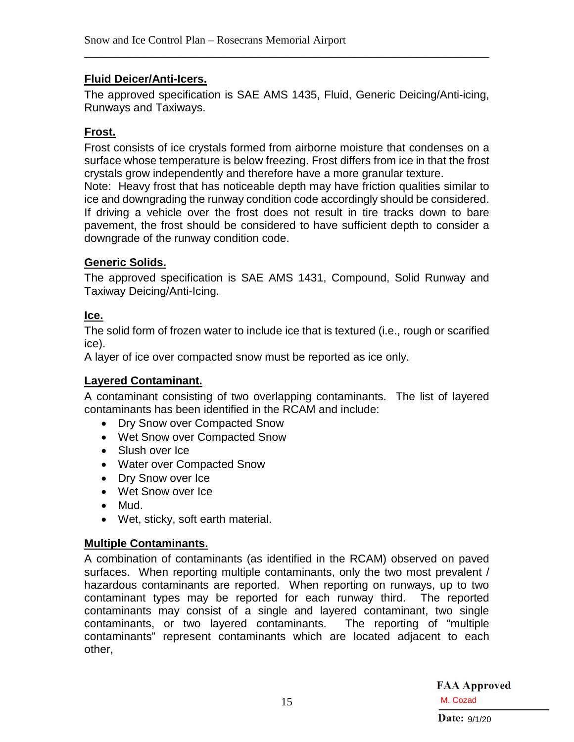**Fluid Deicer/Anti-Icers.**

The approved specification is SAE AMS 1435, Fluid, Generic Deicing/Anti-icing, Runways and Taxiways.

**Frost.**

Frost consists of ice crystals formed from airborne moisture that condenses on a surface whose temperature is below freezing. Frost differs from ice in that the frost crystals grow independently and therefore have a more granular texture.

Note: Heavy frost that has noticeable depth may have friction qualities similar to ice and downgrading the runway condition code accordingly should be considered. If driving a vehicle over the frost does not result in tire tracks down to bare pavement, the frost should be considered to have sufficient depth to consider a downgrade of the runway condition code.

**Generic Solids.**

The approved specification is SAE AMS 1431, Compound, Solid Runway and Taxiway Deicing/Anti-Icing.

**Ice.**

The solid form of frozen water to include ice that is textured (i.e., rough or scarified ice).

A layer of ice over compacted snow must be reported as ice only.

**Layered Contaminant.**

A contaminant consisting of two overlapping contaminants. The list of layered contaminants has been identified in the RCAM and include:

- Dry Snow over Compacted Snow
- Wet Snow over Compacted Snow
- Slush over Ice
- Water over Compacted Snow
- Dry Snow over Ice
- Wet Snow over Ice
- Mud.
- Wet, sticky, soft earth material.

**Multiple Contaminants.**

A combination of contaminants (as identified in the RCAM) observed on paved surfaces. When reporting multiple contaminants, only the two most prevalent / hazardous contaminants are reported. When reporting on runways, up to two contaminant types may be reported for each runway third. The reported contaminants may consist of a single and layered contaminant, two single contaminants, or two layered contaminants. The reporting of "multiple contaminants" represent contaminants which are located adjacent to each other,

FAA Approved
M. Cozad
Date: 9/1/20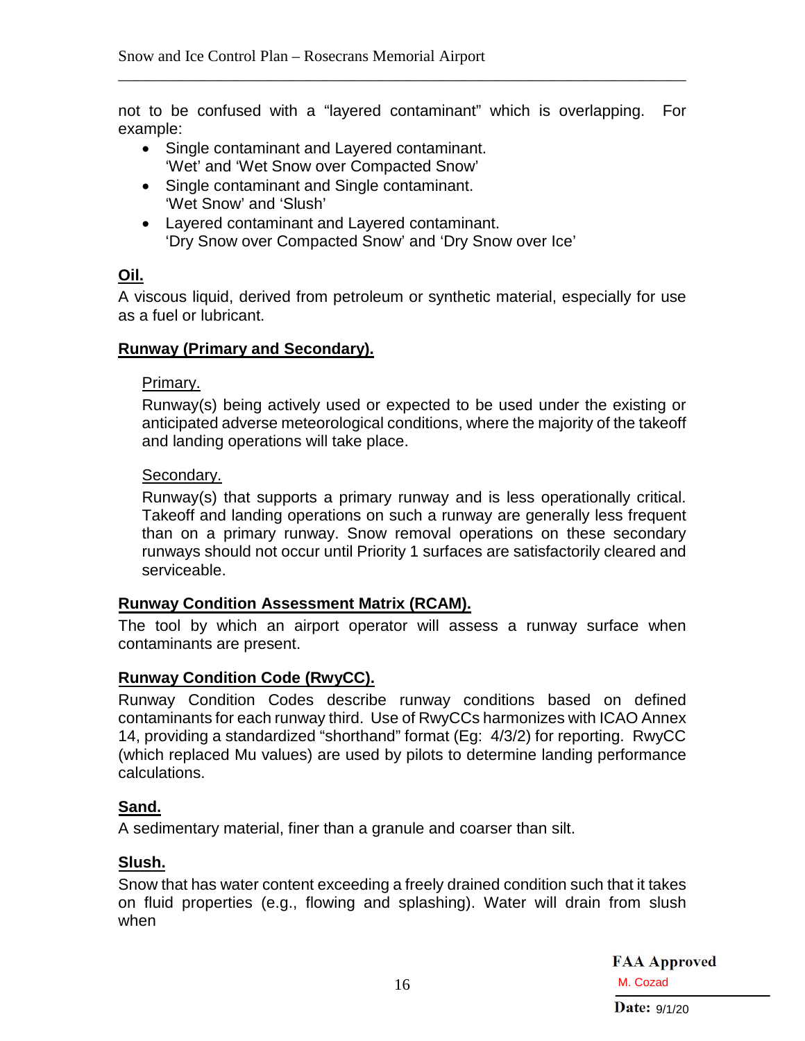not to be confused with a "layered contaminant" which is overlapping. For example:

- Single contaminant and Layered contaminant.
  'Wet' and 'Wet Snow over Compacted Snow'
- Single contaminant and Single contaminant.
  'Wet Snow' and 'Slush'
- Layered contaminant and Layered contaminant.
  'Dry Snow over Compacted Snow' and 'Dry Snow over Ice'

**Oil.**

A viscous liquid, derived from petroleum or synthetic material, especially for use as a fuel or lubricant.

**Runway (Primary and Secondary).**

Primary.

Runway(s) being actively used or expected to be used under the existing or anticipated adverse meteorological conditions, where the majority of the takeoff and landing operations will take place.

Secondary.

Runway(s) that supports a primary runway and is less operationally critical. Takeoff and landing operations on such a runway are generally less frequent than on a primary runway. Snow removal operations on these secondary runways should not occur until Priority 1 surfaces are satisfactorily cleared and serviceable.

**Runway Condition Assessment Matrix (RCAM).**

The tool by which an airport operator will assess a runway surface when contaminants are present.

**Runway Condition Code (RwyCC).**

Runway Condition Codes describe runway conditions based on defined contaminants for each runway third. Use of RwyCCs harmonizes with ICAO Annex 14, providing a standardized "shorthand" format (Eg: 4/3/2) for reporting. RwyCC (which replaced Mu values) are used by pilots to determine landing performance calculations.

**Sand.**

A sedimentary material, finer than a granule and coarser than silt.

**Slush.**

Snow that has water content exceeding a freely drained condition such that it takes on fluid properties (e.g., flowing and splashing). Water will drain from slush when

FAA Approved
M. Cozad
Date: 9/1/20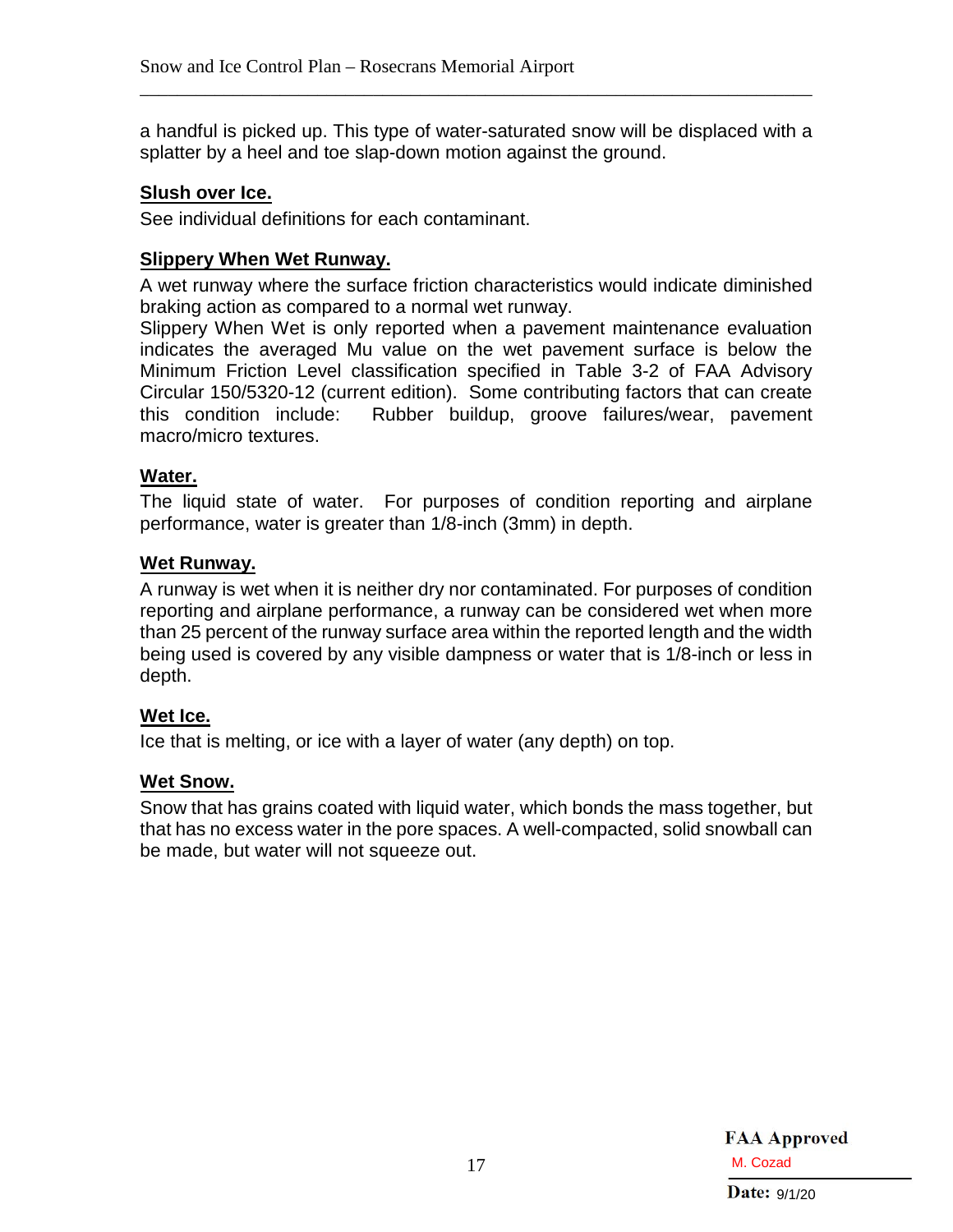a handful is picked up. This type of water-saturated snow will be displaced with a splatter by a heel and toe slap-down motion against the ground.

**Slush over Ice.**

See individual definitions for each contaminant.

**Slippery When Wet Runway.**

A wet runway where the surface friction characteristics would indicate diminished braking action as compared to a normal wet runway.

Slippery When Wet is only reported when a pavement maintenance evaluation indicates the averaged Mu value on the wet pavement surface is below the Minimum Friction Level classification specified in Table 3-2 of FAA Advisory Circular 150/5320-12 (current edition). Some contributing factors that can create this condition include: Rubber buildup, groove failures/wear, pavement macro/micro textures.

**Water.**

The liquid state of water. For purposes of condition reporting and airplane performance, water is greater than 1/8-inch (3mm) in depth.

**Wet Runway.**

A runway is wet when it is neither dry nor contaminated. For purposes of condition reporting and airplane performance, a runway can be considered wet when more than 25 percent of the runway surface area within the reported length and the width being used is covered by any visible dampness or water that is 1/8-inch or less in depth.

**Wet Ice.**

Ice that is melting, or ice with a layer of water (any depth) on top.

**Wet Snow.**

Snow that has grains coated with liquid water, which bonds the mass together, but that has no excess water in the pore spaces. A well-compacted, solid snowball can be made, but water will not squeeze out.

**FAA Approved**

M. Cozad

**Date:** 9/1/20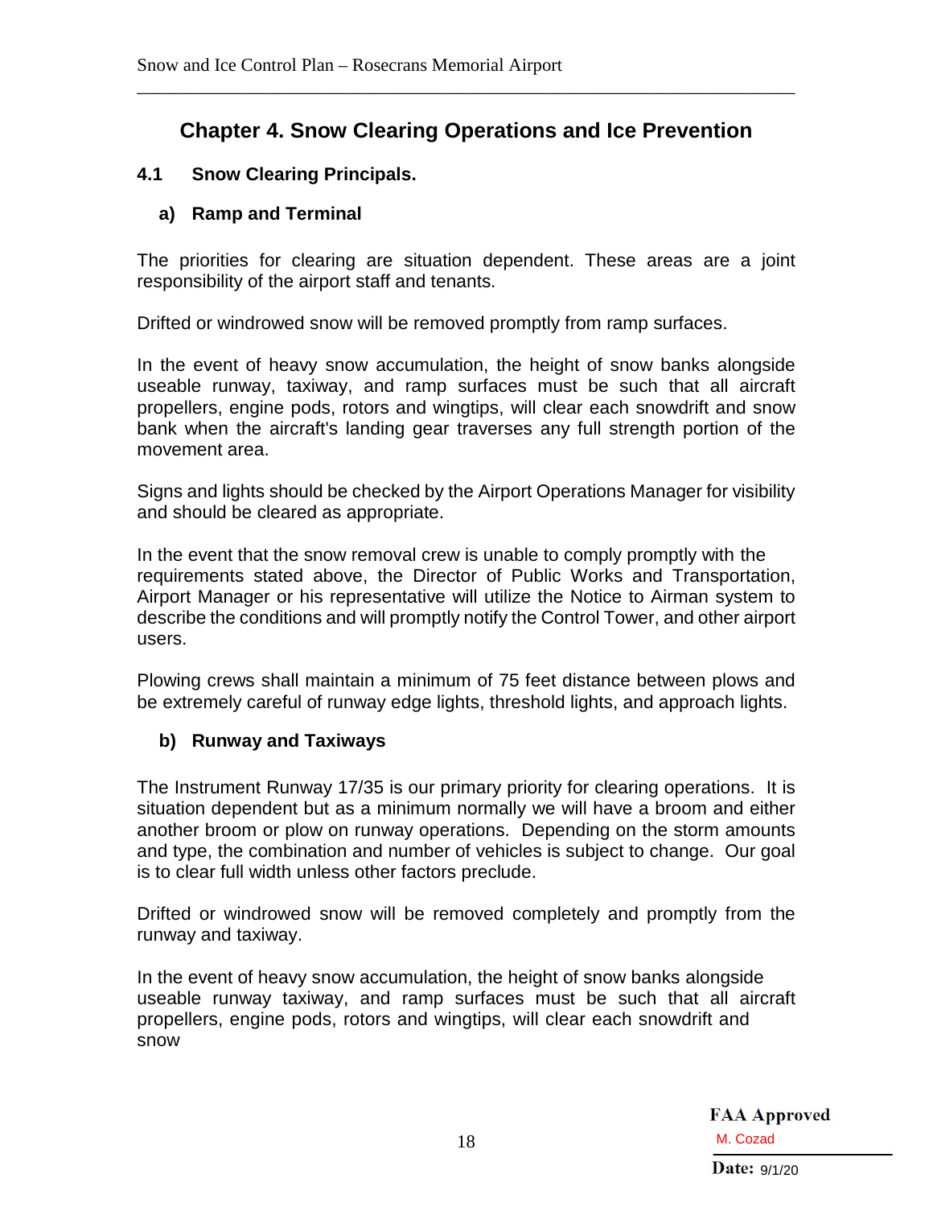# Chapter 4. Snow Clearing Operations and Ice Prevention

## 4.1 Snow Clearing Principals.

### a) Ramp and Terminal

The priorities for clearing are situation dependent. These areas are a joint responsibility of the airport staff and tenants.

Drifted or windrowed snow will be removed promptly from ramp surfaces.

In the event of heavy snow accumulation, the height of snow banks alongside useable runway, taxiway, and ramp surfaces must be such that all aircraft propellers, engine pods, rotors and wingtips, will clear each snowdrift and snow bank when the aircraft's landing gear traverses any full strength portion of the movement area.

Signs and lights should be checked by the Airport Operations Manager for visibility and should be cleared as appropriate.

In the event that the snow removal crew is unable to comply promptly with the requirements stated above, the Director of Public Works and Transportation, Airport Manager or his representative will utilize the Notice to Airman system to describe the conditions and will promptly notify the Control Tower, and other airport users.

Plowing crews shall maintain a minimum of 75 feet distance between plows and be extremely careful of runway edge lights, threshold lights, and approach lights.

### b) Runway and Taxiways

The Instrument Runway 17/35 is our primary priority for clearing operations. It is situation dependent but as a minimum normally we will have a broom and either another broom or plow on runway operations. Depending on the storm amounts and type, the combination and number of vehicles is subject to change. Our goal is to clear full width unless other factors preclude.

Drifted or windrowed snow will be removed completely and promptly from the runway and taxiway.

In the event of heavy snow accumulation, the height of snow banks alongside useable runway taxiway, and ramp surfaces must be such that all aircraft propellers, engine pods, rotors and wingtips, will clear each snowdrift and snow

**FAA Approved**
M. Cozad
**Date:** 9/1/20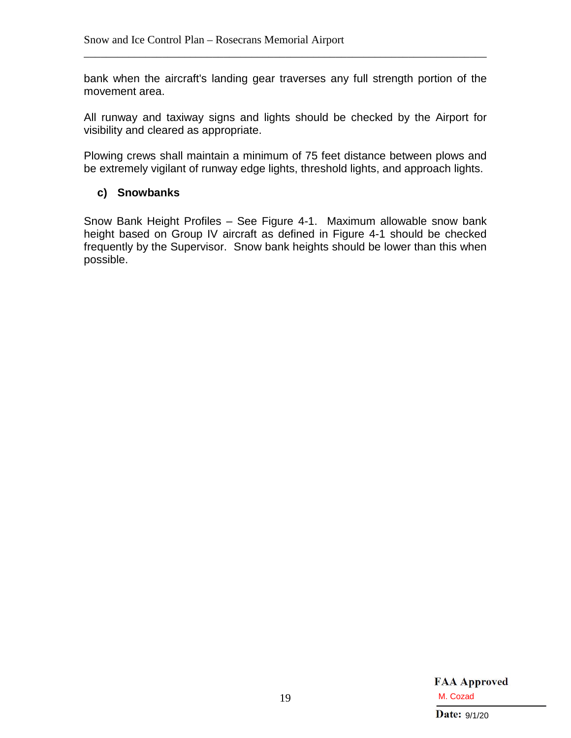bank when the aircraft's landing gear traverses any full strength portion of the movement area.

All runway and taxiway signs and lights should be checked by the Airport for visibility and cleared as appropriate.

Plowing crews shall maintain a minimum of 75 feet distance between plows and be extremely vigilant of runway edge lights, threshold lights, and approach lights.

### c) Snowbanks

Snow Bank Height Profiles – See Figure 4-1. Maximum allowable snow bank height based on Group IV aircraft as defined in Figure 4-1 should be checked frequently by the Supervisor. Snow bank heights should be lower than this when possible.

**FAA Approved**
M. Cozad
**Date:** 9/1/20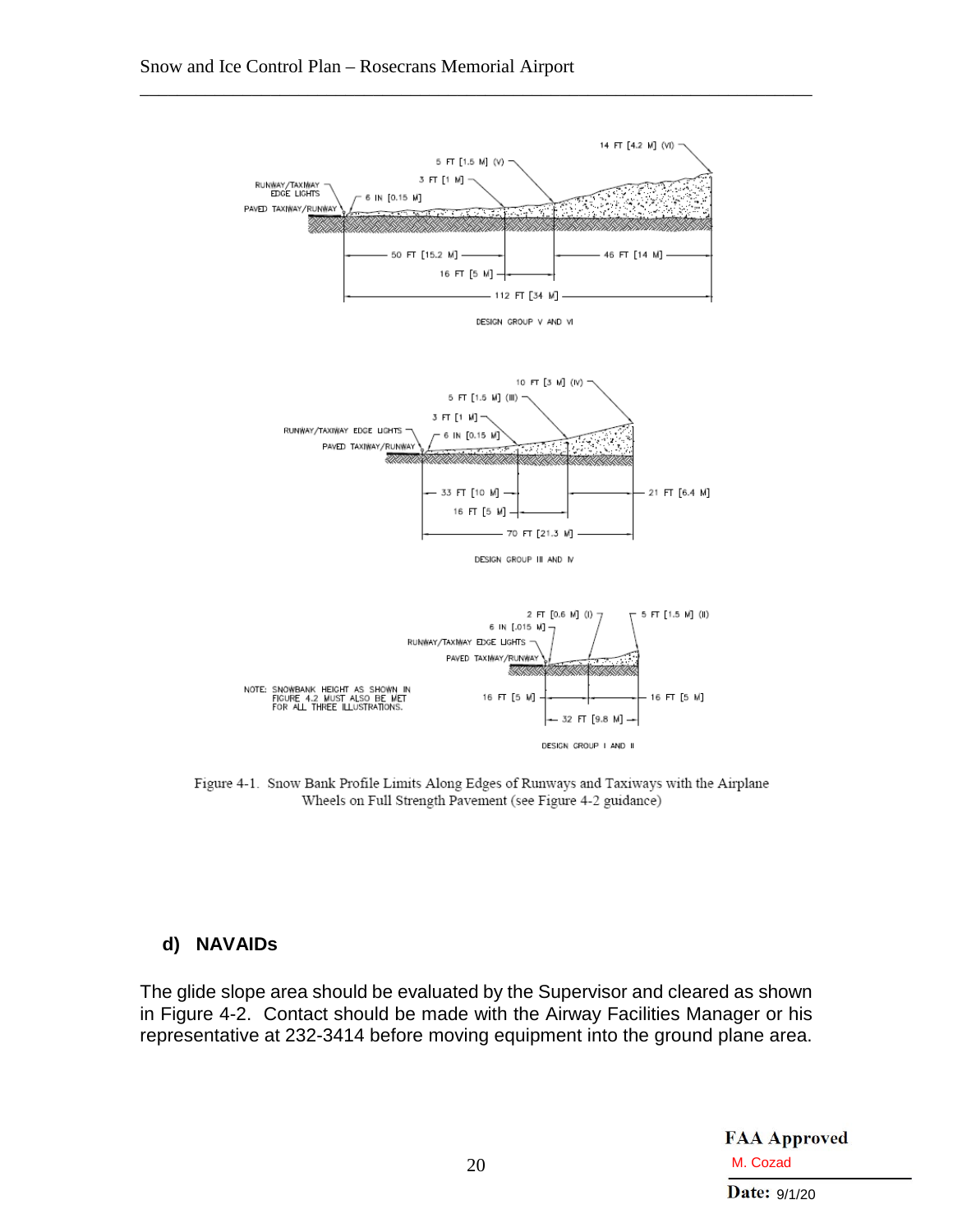Figure 4-1. Snow Bank Profile Limits Along Edges of Runways and Taxiways with the Airplane Wheels on Full Strength Pavement (see Figure 4-2 guidance)

### d) NAVAIDs

The glide slope area should be evaluated by the Supervisor and cleared as shown in Figure 4-2. Contact should be made with the Airway Facilities Manager or his representative at 232-3414 before moving equipment into the ground plane area.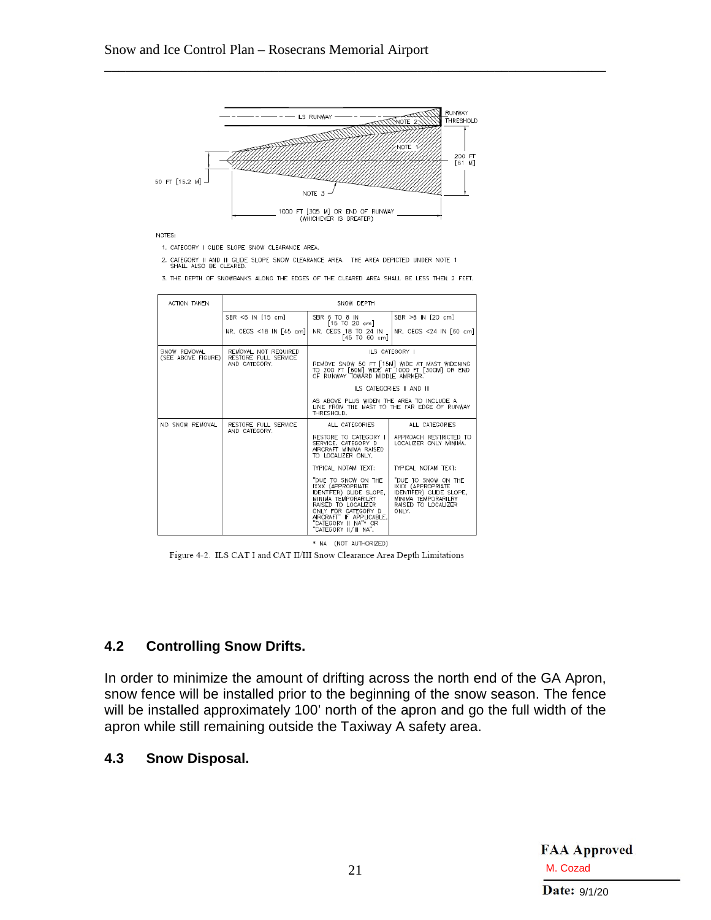ILS RUNWAY — RUNWAY THRESHOLD — NOTE 2 — NOTE 1 — 200 FT [61 M] — 50 FT [15.2 M] — NOTE 3 — 1000 FT [305 M] OR END OF RUNWAY (WHICHEVER IS GREATER)

NOTES:

1. CATEGORY I GLIDE SLOPE SNOW CLEARANCE AREA.
2. CATEGORY II AND III GLIDE SLOPE SNOW CLEARANCE AREA. THE AREA DEPICTED UNDER NOTE 1 SHALL ALSO BE CLEARED.
3. THE DEPTH OF SNOWBANKS ALONG THE EDGES OF THE CLEARED AREA SHALL BE LESS THEN 2 FEET.

| ACTION TAKEN | SNOW DEPTH | | |
|---|---|---|---|
| | SBR <6 IN [15 cm] NR. CEGS <18 IN [45 cm] | SBR 6 TO 8 IN [15 TO 20 cm] NR. CEGS 18 TO 24 IN [45 TO 60 cm] | SBR >8 IN [20 cm] NR. CEGS <24 IN [60 cm] |
| SNOW REMOVAL (SEE ABOVE FIGURE) | REMOVAL NOT REQUIRED RESTORE FULL SERVICE AND CATEGORY. | ILS CATEGORY I<br>REMOVE SNOW 50 FT [15M] WIDE AT MAST WIDENING TO 200 FT [60M] WIDE AT 1000 FT [300M] OR END OF RUNWAY TOWARD MIDDLE AMRKER.<br>ILS CATEGORIES II AND III<br>AS ABOVE PLUS WIDEN THE AREA TO INCLUDE A LINE FROM THE MAST TO THE FAR EDGE OF RUNWAY THRESHOLD. | |
| NO SNOW REMOVAL | RESTORE FULL SERVICE AND CATEGORY. | ALL CATEGORIES<br>RESTORE TO CATEGORY I SERVICE. CATEGORY D AIRCRAFT MINIMA RAISED TO LOCALIZER ONLY.<br>TYPICAL NOTAM TEXT:<br>"DUE TO SNOW ON THE IXXX (APPROPRIATE IDENTFIER) GLIDE SLOPE, MINIMA TEMPORARILRY RAISED TO LOCALIZER ONLY FOR CATEGORY D AIRCRAFT" IF APPLICABLE. "CATEGORY II NA"* OR "CATEGORY II/III NA". | ALL CATEGORIES<br>APPROACH RESTRICTED TO LOCALIZER ONLY MINIMA.<br>TYPICAL NOTAM TEXT:<br>"DUE TO SNOW ON THE IXXX (APPROPRIATE IDENTIFIER) GLIDE SLOPE, MINIMA TEMPORARILRY RAISED TO LOCALIZER ONLY. |

* NA (NOT AUTHORIZED)

Figure 4-2. ILS CAT I and CAT II/III Snow Clearance Area Depth Limitations

## 4.2 Controlling Snow Drifts.

In order to minimize the amount of drifting across the north end of the GA Apron, snow fence will be installed prior to the beginning of the snow season. The fence will be installed approximately 100' north of the apron and go the full width of the apron while still remaining outside the Taxiway A safety area.

## 4.3 Snow Disposal.

**FAA Approved**
M. Cozad
**Date:** 9/1/20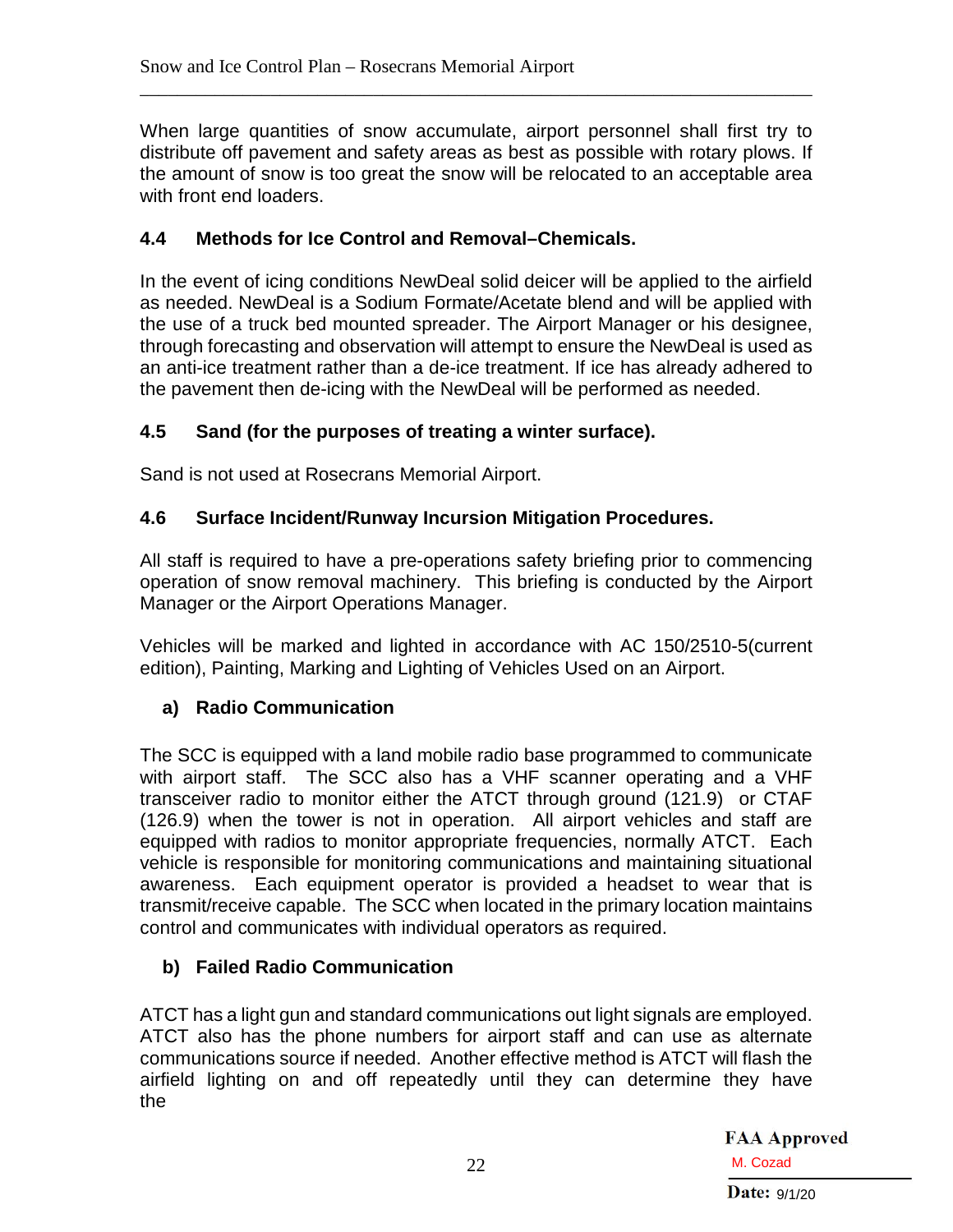When large quantities of snow accumulate, airport personnel shall first try to distribute off pavement and safety areas as best as possible with rotary plows. If the amount of snow is too great the snow will be relocated to an acceptable area with front end loaders.

### 4.4 Methods for Ice Control and Removal–Chemicals.

In the event of icing conditions NewDeal solid deicer will be applied to the airfield as needed. NewDeal is a Sodium Formate/Acetate blend and will be applied with the use of a truck bed mounted spreader. The Airport Manager or his designee, through forecasting and observation will attempt to ensure the NewDeal is used as an anti-ice treatment rather than a de-ice treatment. If ice has already adhered to the pavement then de-icing with the NewDeal will be performed as needed.

### 4.5 Sand (for the purposes of treating a winter surface).

Sand is not used at Rosecrans Memorial Airport.

### 4.6 Surface Incident/Runway Incursion Mitigation Procedures.

All staff is required to have a pre-operations safety briefing prior to commencing operation of snow removal machinery. This briefing is conducted by the Airport Manager or the Airport Operations Manager.

Vehicles will be marked and lighted in accordance with AC 150/2510-5(current edition), Painting, Marking and Lighting of Vehicles Used on an Airport.

#### a) Radio Communication

The SCC is equipped with a land mobile radio base programmed to communicate with airport staff. The SCC also has a VHF scanner operating and a VHF transceiver radio to monitor either the ATCT through ground (121.9) or CTAF (126.9) when the tower is not in operation. All airport vehicles and staff are equipped with radios to monitor appropriate frequencies, normally ATCT. Each vehicle is responsible for monitoring communications and maintaining situational awareness. Each equipment operator is provided a headset to wear that is transmit/receive capable. The SCC when located in the primary location maintains control and communicates with individual operators as required.

#### b) Failed Radio Communication

ATCT has a light gun and standard communications out light signals are employed. ATCT also has the phone numbers for airport staff and can use as alternate communications source if needed. Another effective method is ATCT will flash the airfield lighting on and off repeatedly until they can determine they have the

**FAA Approved**
M. Cozad
**Date:** 9/1/20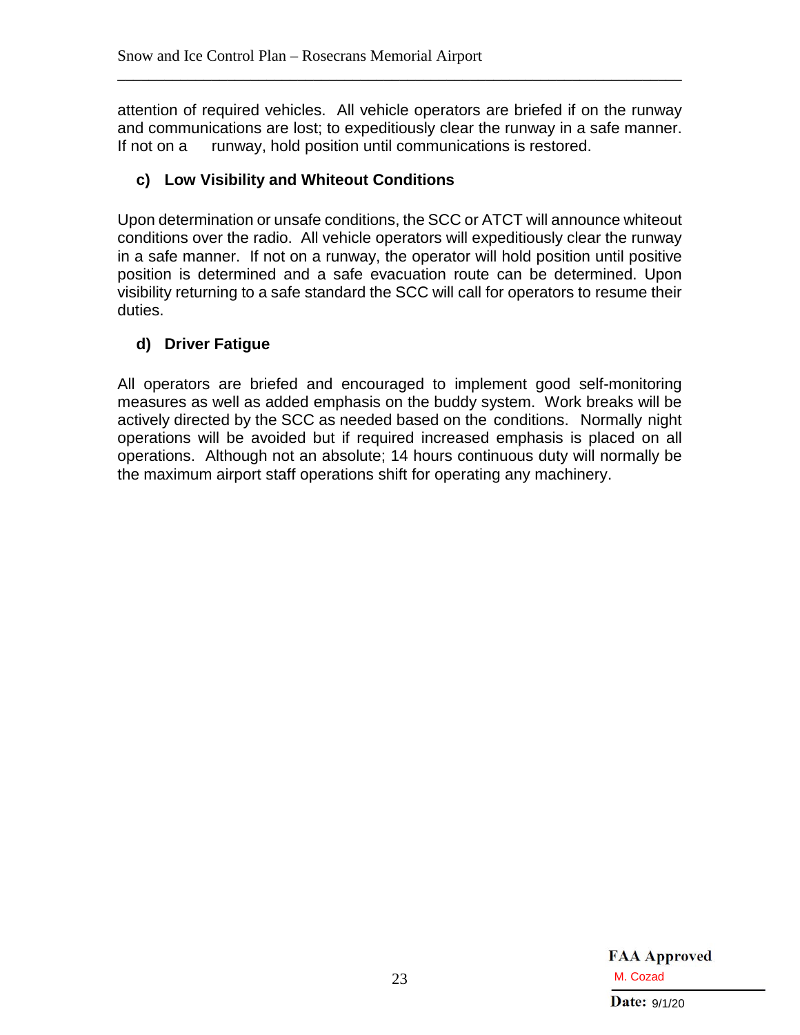attention of required vehicles. All vehicle operators are briefed if on the runway and communications are lost; to expeditiously clear the runway in a safe manner. If not on a runway, hold position until communications is restored.

**c) Low Visibility and Whiteout Conditions**

Upon determination or unsafe conditions, the SCC or ATCT will announce whiteout conditions over the radio. All vehicle operators will expeditiously clear the runway in a safe manner. If not on a runway, the operator will hold position until positive position is determined and a safe evacuation route can be determined. Upon visibility returning to a safe standard the SCC will call for operators to resume their duties.

**d) Driver Fatigue**

All operators are briefed and encouraged to implement good self-monitoring measures as well as added emphasis on the buddy system. Work breaks will be actively directed by the SCC as needed based on the conditions. Normally night operations will be avoided but if required increased emphasis is placed on all operations. Although not an absolute; 14 hours continuous duty will normally be the maximum airport staff operations shift for operating any machinery.

**FAA Approved**
M. Cozad
**Date:** 9/1/20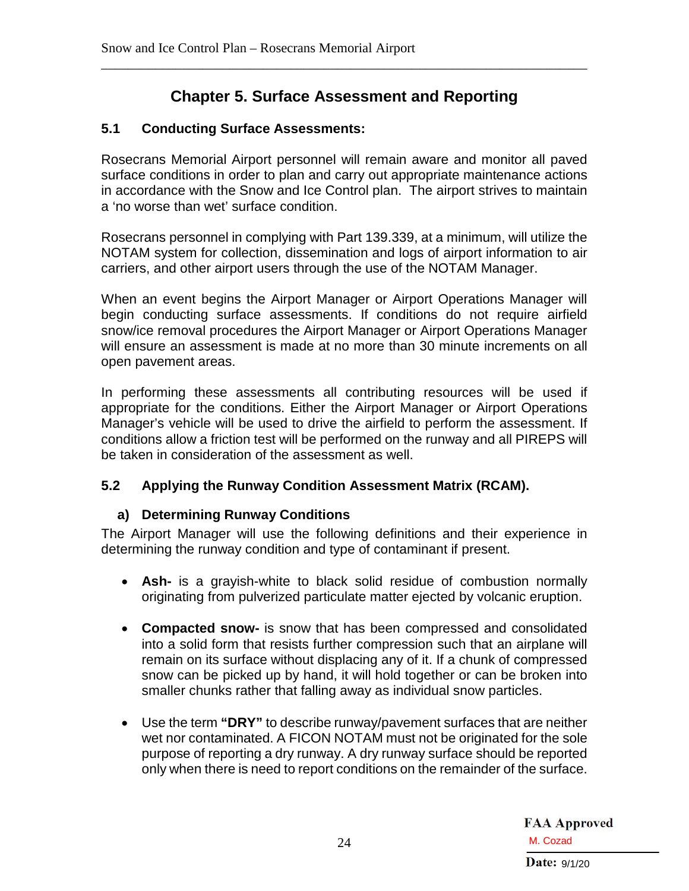# Chapter 5. Surface Assessment and Reporting

## 5.1 Conducting Surface Assessments:

Rosecrans Memorial Airport personnel will remain aware and monitor all paved surface conditions in order to plan and carry out appropriate maintenance actions in accordance with the Snow and Ice Control plan. The airport strives to maintain a 'no worse than wet' surface condition.

Rosecrans personnel in complying with Part 139.339, at a minimum, will utilize the NOTAM system for collection, dissemination and logs of airport information to air carriers, and other airport users through the use of the NOTAM Manager.

When an event begins the Airport Manager or Airport Operations Manager will begin conducting surface assessments. If conditions do not require airfield snow/ice removal procedures the Airport Manager or Airport Operations Manager will ensure an assessment is made at no more than 30 minute increments on all open pavement areas.

In performing these assessments all contributing resources will be used if appropriate for the conditions. Either the Airport Manager or Airport Operations Manager's vehicle will be used to drive the airfield to perform the assessment. If conditions allow a friction test will be performed on the runway and all PIREPS will be taken in consideration of the assessment as well.

## 5.2 Applying the Runway Condition Assessment Matrix (RCAM).

### a) Determining Runway Conditions

The Airport Manager will use the following definitions and their experience in determining the runway condition and type of contaminant if present.

- **Ash-** is a grayish-white to black solid residue of combustion normally originating from pulverized particulate matter ejected by volcanic eruption.
- **Compacted snow-** is snow that has been compressed and consolidated into a solid form that resists further compression such that an airplane will remain on its surface without displacing any of it. If a chunk of compressed snow can be picked up by hand, it will hold together or can be broken into smaller chunks rather that falling away as individual snow particles.
- Use the term **"DRY"** to describe runway/pavement surfaces that are neither wet nor contaminated. A FICON NOTAM must not be originated for the sole purpose of reporting a dry runway. A dry runway surface should be reported only when there is need to report conditions on the remainder of the surface.

FAA Approved
M. Cozad
Date: 9/1/20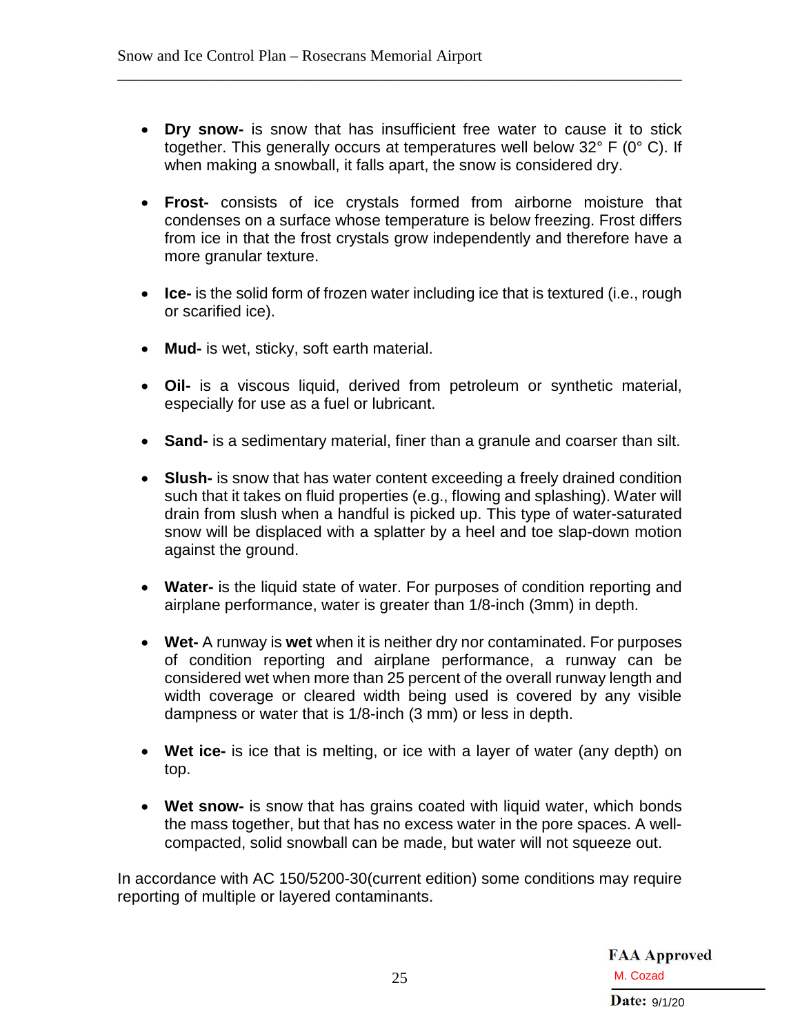- **Dry snow-** is snow that has insufficient free water to cause it to stick together. This generally occurs at temperatures well below 32° F (0° C). If when making a snowball, it falls apart, the snow is considered dry.

- **Frost-** consists of ice crystals formed from airborne moisture that condenses on a surface whose temperature is below freezing. Frost differs from ice in that the frost crystals grow independently and therefore have a more granular texture.

- **Ice-** is the solid form of frozen water including ice that is textured (i.e., rough or scarified ice).

- **Mud-** is wet, sticky, soft earth material.

- **Oil-** is a viscous liquid, derived from petroleum or synthetic material, especially for use as a fuel or lubricant.

- **Sand-** is a sedimentary material, finer than a granule and coarser than silt.

- **Slush-** is snow that has water content exceeding a freely drained condition such that it takes on fluid properties (e.g., flowing and splashing). Water will drain from slush when a handful is picked up. This type of water-saturated snow will be displaced with a splatter by a heel and toe slap-down motion against the ground.

- **Water-** is the liquid state of water. For purposes of condition reporting and airplane performance, water is greater than 1/8-inch (3mm) in depth.

- **Wet-** A runway is **wet** when it is neither dry nor contaminated. For purposes of condition reporting and airplane performance, a runway can be considered wet when more than 25 percent of the overall runway length and width coverage or cleared width being used is covered by any visible dampness or water that is 1/8-inch (3 mm) or less in depth.

- **Wet ice-** is ice that is melting, or ice with a layer of water (any depth) on top.

- **Wet snow-** is snow that has grains coated with liquid water, which bonds the mass together, but that has no excess water in the pore spaces. A well-compacted, solid snowball can be made, but water will not squeeze out.

In accordance with AC 150/5200-30(current edition) some conditions may require reporting of multiple or layered contaminants.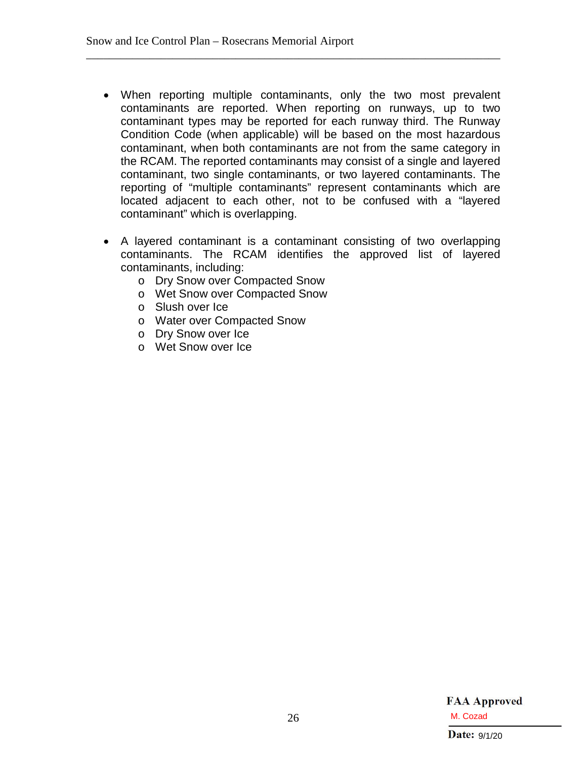- When reporting multiple contaminants, only the two most prevalent contaminants are reported. When reporting on runways, up to two contaminant types may be reported for each runway third. The Runway Condition Code (when applicable) will be based on the most hazardous contaminant, when both contaminants are not from the same category in the RCAM. The reported contaminants may consist of a single and layered contaminant, two single contaminants, or two layered contaminants. The reporting of "multiple contaminants" represent contaminants which are located adjacent to each other, not to be confused with a "layered contaminant" which is overlapping.

- A layered contaminant is a contaminant consisting of two overlapping contaminants. The RCAM identifies the approved list of layered contaminants, including:
  - Dry Snow over Compacted Snow
  - Wet Snow over Compacted Snow
  - Slush over Ice
  - Water over Compacted Snow
  - Dry Snow over Ice
  - Wet Snow over Ice

**FAA Approved**
M. Cozad
**Date:** 9/1/20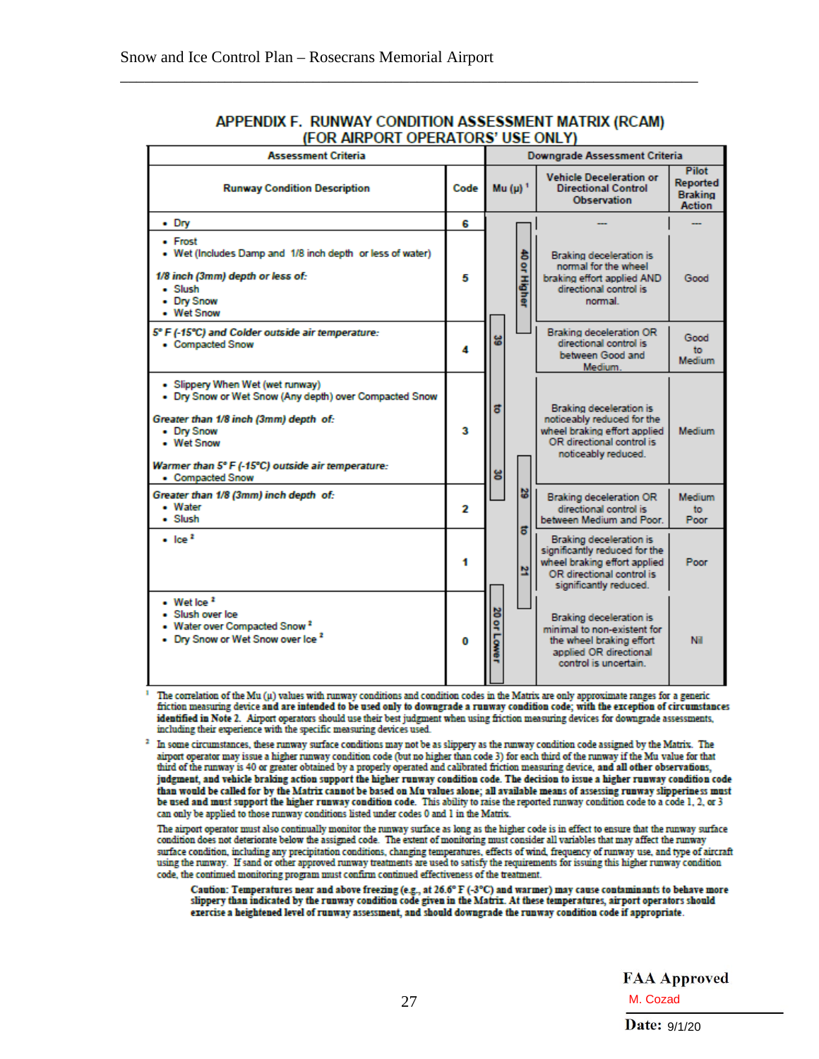# APPENDIX F. RUNWAY CONDITION ASSESSMENT MATRIX (RCAM) (FOR AIRPORT OPERATORS' USE ONLY)

| Assessment Criteria | | Downgrade Assessment Criteria | | |
|---|---|---|---|---|
| **Runway Condition Description** | **Code** | **Mu (μ)** [1] | **Vehicle Deceleration or Directional Control Observation** | **Pilot Reported Braking Action** |
| • Dry | 6 | | --- | --- |
| • Frost<br>• Wet (Includes Damp and 1/8 inch depth or less of water)<br>*1/8 inch (3mm) depth or less of:*<br>• Slush<br>• Dry Snow<br>• Wet Snow | 5 | 40 or Higher | Braking deceleration is normal for the wheel braking effort applied AND directional control is normal. | Good |
| *5° F (-15°C) and Colder outside air temperature:*<br>• Compacted Snow | 4 | 39 to 30 | Braking deceleration OR directional control is between Good and Medium. | Good to Medium |
| • Slippery When Wet (wet runway)<br>• Dry Snow or Wet Snow (Any depth) over Compacted Snow<br>*Greater than 1/8 inch (3mm) depth of:*<br>• Dry Snow<br>• Wet Snow<br>*Warmer than 5° F (-15°C) outside air temperature:*<br>• Compacted Snow | 3 | | Braking deceleration is noticeably reduced for the wheel braking effort applied OR directional control is noticeably reduced. | Medium |
| *Greater than 1/8 (3mm) inch depth of:*<br>• Water<br>• Slush | 2 | 29 to 21 | Braking deceleration OR directional control is between Medium and Poor. | Medium to Poor |
| • Ice [2] | 1 | | Braking deceleration is significantly reduced for the wheel braking effort applied OR directional control is significantly reduced. | Poor |
| • Wet Ice [2]<br>• Slush over Ice<br>• Water over Compacted Snow [2]<br>• Dry Snow or Wet Snow over Ice [2] | 0 | 20 or Lower | Braking deceleration is minimal to non-existent for the wheel braking effort applied OR directional control is uncertain. | Nil |

[1] The correlation of the Mu (μ) values with runway conditions and condition codes in the Matrix are only approximate ranges for a generic friction measuring device **and are intended to be used only to downgrade a runway condition code; with the exception of circumstances identified in Note 2.** Airport operators should use their best judgment when using friction measuring devices for downgrade assessments, including their experience with the specific measuring devices used.

[2] In some circumstances, these runway surface conditions may not be as slippery as the runway condition code assigned by the Matrix. The airport operator may issue a higher runway condition code (but no higher than code 3) for each third of the runway if the Mu value for that third of the runway is 40 or greater obtained by a properly operated and calibrated friction measuring device, **and all other observations, judgment, and vehicle braking action support the higher runway condition code. The decision to issue a higher runway condition code than would be called for by the Matrix cannot be based on Mu values alone; all available means of assessing runway slipperiness must be used and must support the higher runway condition code.** This ability to raise the reported runway condition code to a code 1, 2, or 3 can only be applied to those runway conditions listed under codes 0 and 1 in the Matrix.

The airport operator must also continually monitor the runway surface as long as the higher code is in effect to ensure that the runway surface condition does not deteriorate below the assigned code. The extent of monitoring must consider all variables that may affect the runway surface condition, including any precipitation conditions, changing temperatures, effects of wind, frequency of runway use, and type of aircraft using the runway. If sand or other approved runway treatments are used to satisfy the requirements for issuing this higher runway condition code, the continued monitoring program must confirm continued effectiveness of the treatment.

**Caution: Temperatures near and above freezing (e.g., at 26.6° F (-3°C) and warmer) may cause contaminants to behave more slippery than indicated by the runway condition code given in the Matrix. At these temperatures, airport operators should exercise a heightened level of runway assessment, and should downgrade the runway condition code if appropriate.**

**FAA Approved**
M. Cozad
**Date:** 9/1/20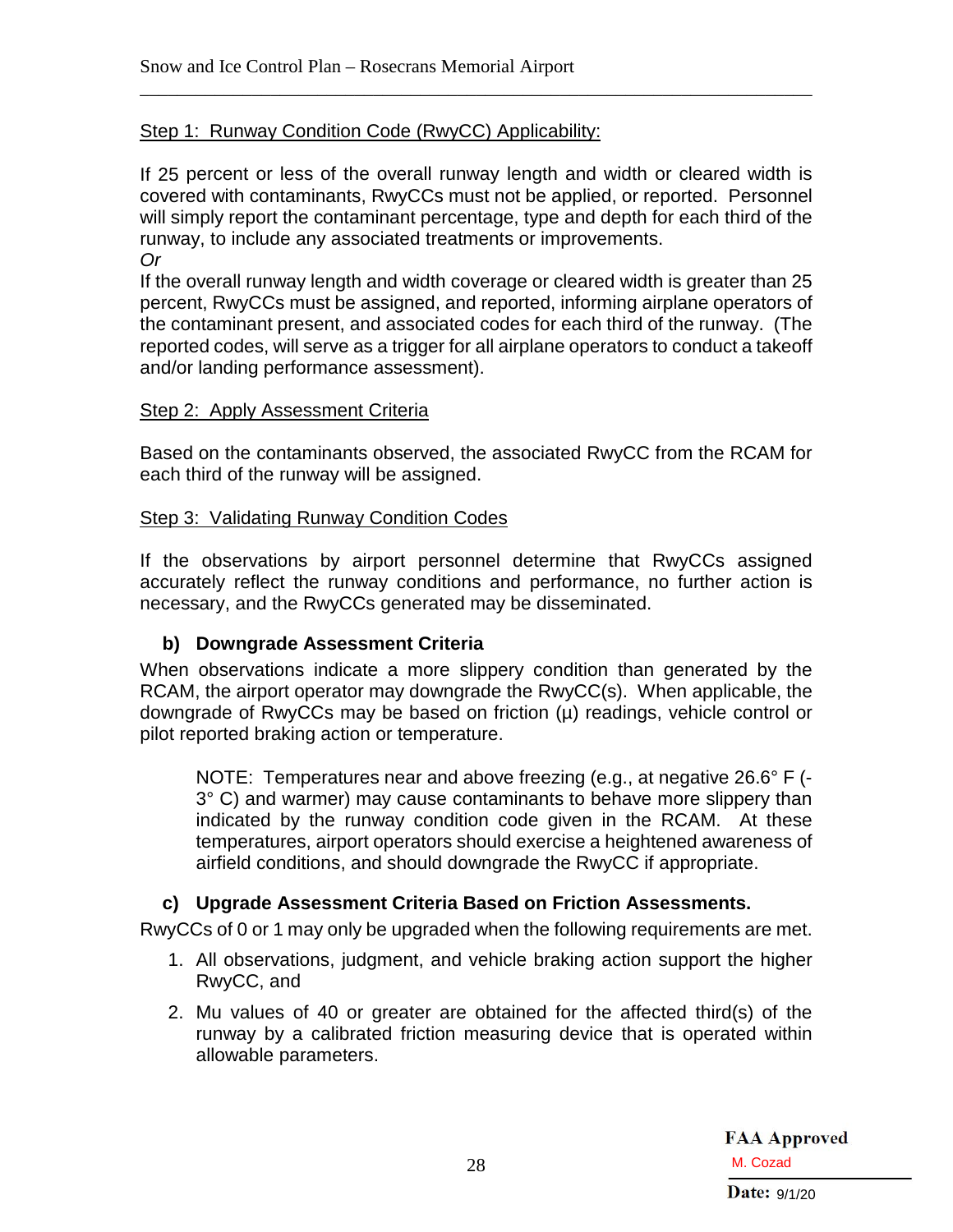Step 1: Runway Condition Code (RwyCC) Applicability:

If 25 percent or less of the overall runway length and width or cleared width is covered with contaminants, RwyCCs must not be applied, or reported. Personnel will simply report the contaminant percentage, type and depth for each third of the runway, to include any associated treatments or improvements.
*Or*
If the overall runway length and width coverage or cleared width is greater than 25 percent, RwyCCs must be assigned, and reported, informing airplane operators of the contaminant present, and associated codes for each third of the runway. (The reported codes, will serve as a trigger for all airplane operators to conduct a takeoff and/or landing performance assessment).

Step 2: Apply Assessment Criteria

Based on the contaminants observed, the associated RwyCC from the RCAM for each third of the runway will be assigned.

Step 3: Validating Runway Condition Codes

If the observations by airport personnel determine that RwyCCs assigned accurately reflect the runway conditions and performance, no further action is necessary, and the RwyCCs generated may be disseminated.

**b) Downgrade Assessment Criteria**

When observations indicate a more slippery condition than generated by the RCAM, the airport operator may downgrade the RwyCC(s). When applicable, the downgrade of RwyCCs may be based on friction (μ) readings, vehicle control or pilot reported braking action or temperature.

> NOTE: Temperatures near and above freezing (e.g., at negative 26.6° F (-3° C) and warmer) may cause contaminants to behave more slippery than indicated by the runway condition code given in the RCAM. At these temperatures, airport operators should exercise a heightened awareness of airfield conditions, and should downgrade the RwyCC if appropriate.

**c) Upgrade Assessment Criteria Based on Friction Assessments.**

RwyCCs of 0 or 1 may only be upgraded when the following requirements are met.

1. All observations, judgment, and vehicle braking action support the higher RwyCC, and
2. Mu values of 40 or greater are obtained for the affected third(s) of the runway by a calibrated friction measuring device that is operated within allowable parameters.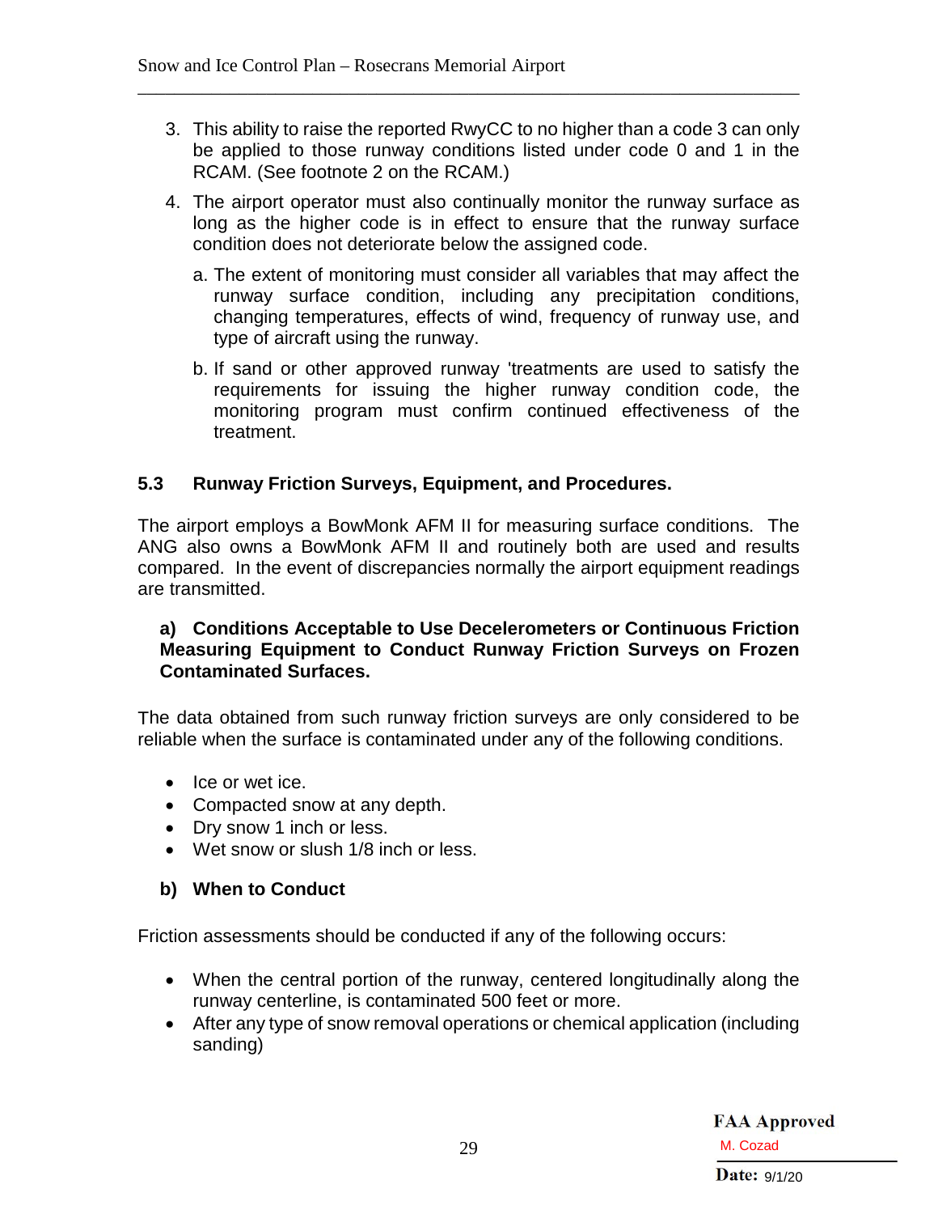3. This ability to raise the reported RwyCC to no higher than a code 3 can only be applied to those runway conditions listed under code 0 and 1 in the RCAM. (See footnote 2 on the RCAM.)
4. The airport operator must also continually monitor the runway surface as long as the higher code is in effect to ensure that the runway surface condition does not deteriorate below the assigned code.
   a. The extent of monitoring must consider all variables that may affect the runway surface condition, including any precipitation conditions, changing temperatures, effects of wind, frequency of runway use, and type of aircraft using the runway.
   b. If sand or other approved runway 'treatments are used to satisfy the requirements for issuing the higher runway condition code, the monitoring program must confirm continued effectiveness of the treatment.

## 5.3 Runway Friction Surveys, Equipment, and Procedures.

The airport employs a BowMonk AFM II for measuring surface conditions. The ANG also owns a BowMonk AFM II and routinely both are used and results compared. In the event of discrepancies normally the airport equipment readings are transmitted.

### a) Conditions Acceptable to Use Decelerometers or Continuous Friction Measuring Equipment to Conduct Runway Friction Surveys on Frozen Contaminated Surfaces.

The data obtained from such runway friction surveys are only considered to be reliable when the surface is contaminated under any of the following conditions.

- Ice or wet ice.
- Compacted snow at any depth.
- Dry snow 1 inch or less.
- Wet snow or slush 1/8 inch or less.

### b) When to Conduct

Friction assessments should be conducted if any of the following occurs:

- When the central portion of the runway, centered longitudinally along the runway centerline, is contaminated 500 feet or more.
- After any type of snow removal operations or chemical application (including sanding)

FAA Approved
M. Cozad
Date: 9/1/20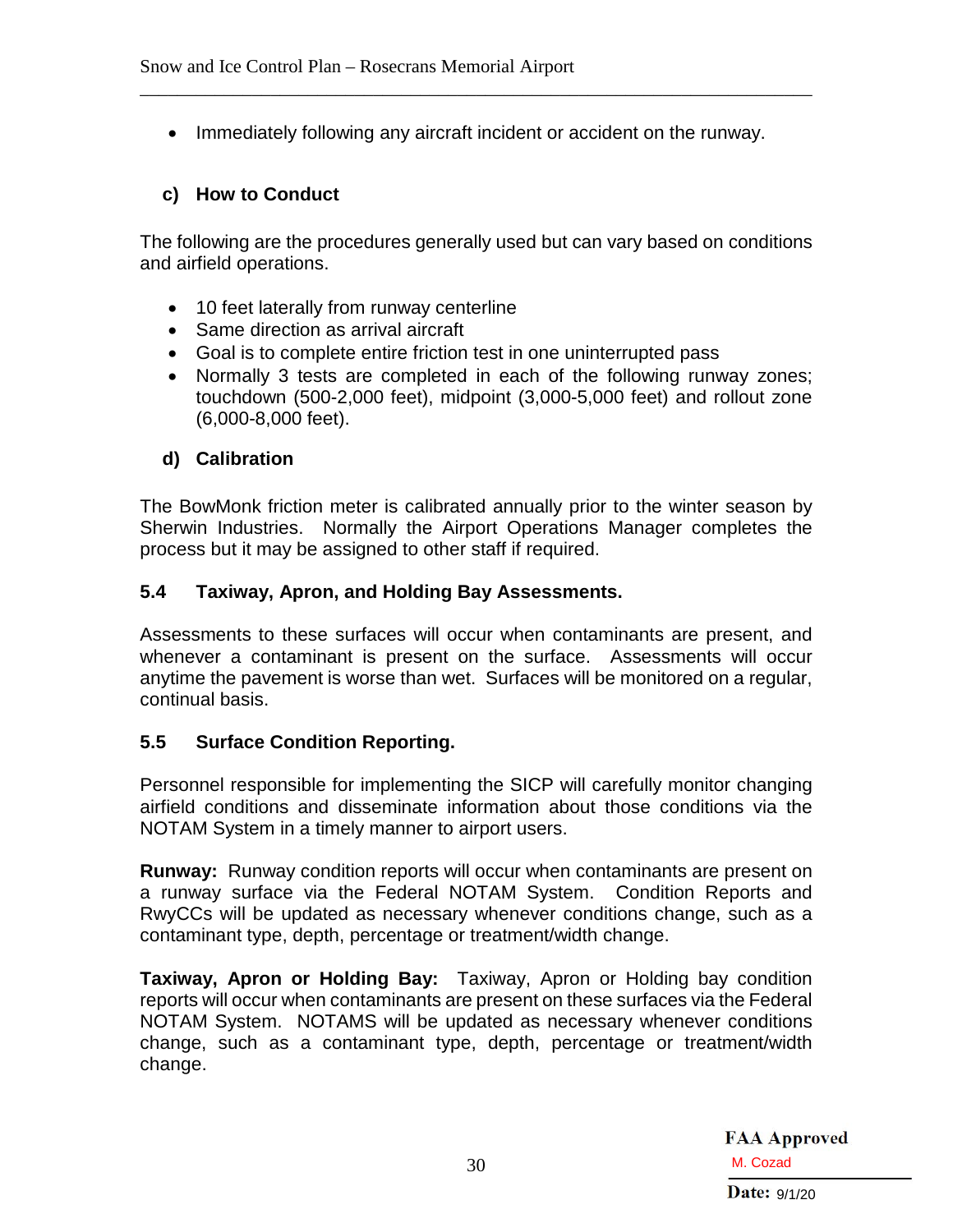- Immediately following any aircraft incident or accident on the runway.

### c) How to Conduct

The following are the procedures generally used but can vary based on conditions and airfield operations.

- 10 feet laterally from runway centerline
- Same direction as arrival aircraft
- Goal is to complete entire friction test in one uninterrupted pass
- Normally 3 tests are completed in each of the following runway zones; touchdown (500-2,000 feet), midpoint (3,000-5,000 feet) and rollout zone (6,000-8,000 feet).

### d) Calibration

The BowMonk friction meter is calibrated annually prior to the winter season by Sherwin Industries. Normally the Airport Operations Manager completes the process but it may be assigned to other staff if required.

## 5.4 Taxiway, Apron, and Holding Bay Assessments.

Assessments to these surfaces will occur when contaminants are present, and whenever a contaminant is present on the surface. Assessments will occur anytime the pavement is worse than wet. Surfaces will be monitored on a regular, continual basis.

## 5.5 Surface Condition Reporting.

Personnel responsible for implementing the SICP will carefully monitor changing airfield conditions and disseminate information about those conditions via the NOTAM System in a timely manner to airport users.

**Runway:** Runway condition reports will occur when contaminants are present on a runway surface via the Federal NOTAM System. Condition Reports and RwyCCs will be updated as necessary whenever conditions change, such as a contaminant type, depth, percentage or treatment/width change.

**Taxiway, Apron or Holding Bay:** Taxiway, Apron or Holding bay condition reports will occur when contaminants are present on these surfaces via the Federal NOTAM System. NOTAMS will be updated as necessary whenever conditions change, such as a contaminant type, depth, percentage or treatment/width change.

**FAA Approved**
M. Cozad
**Date:** 9/1/20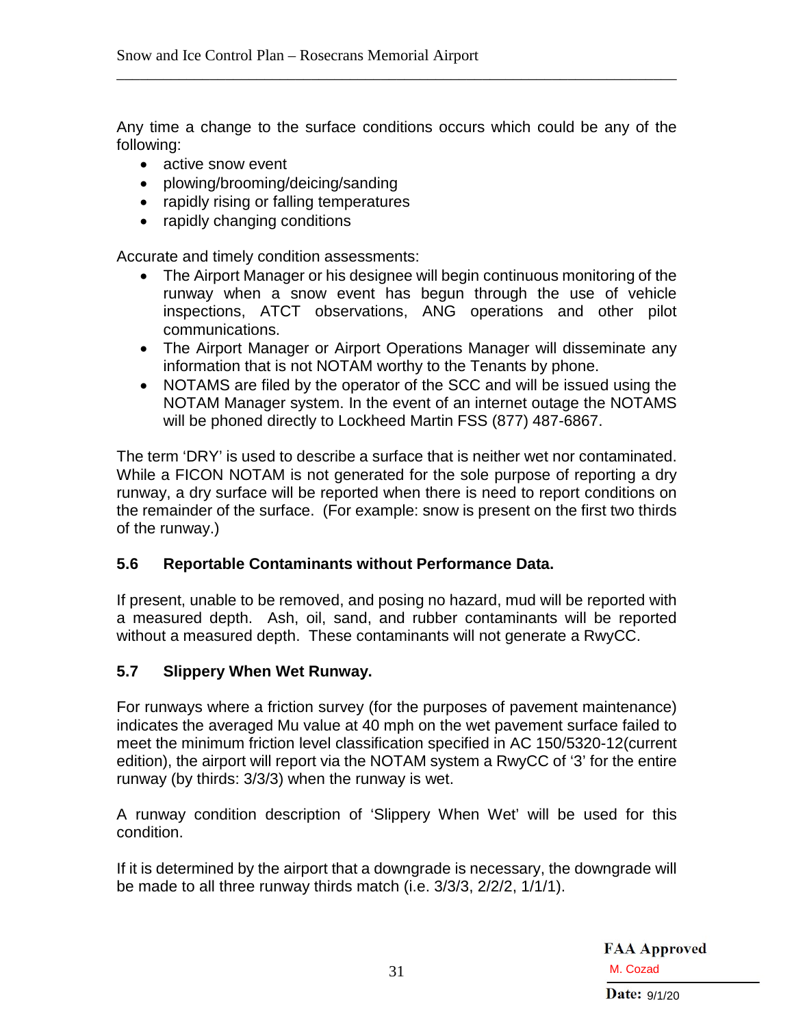Any time a change to the surface conditions occurs which could be any of the following:

- active snow event
- plowing/brooming/deicing/sanding
- rapidly rising or falling temperatures
- rapidly changing conditions

Accurate and timely condition assessments:

- The Airport Manager or his designee will begin continuous monitoring of the runway when a snow event has begun through the use of vehicle inspections, ATCT observations, ANG operations and other pilot communications.
- The Airport Manager or Airport Operations Manager will disseminate any information that is not NOTAM worthy to the Tenants by phone.
- NOTAMS are filed by the operator of the SCC and will be issued using the NOTAM Manager system. In the event of an internet outage the NOTAMS will be phoned directly to Lockheed Martin FSS (877) 487-6867.

The term 'DRY' is used to describe a surface that is neither wet nor contaminated. While a FICON NOTAM is not generated for the sole purpose of reporting a dry runway, a dry surface will be reported when there is need to report conditions on the remainder of the surface. (For example: snow is present on the first two thirds of the runway.)

### 5.6 Reportable Contaminants without Performance Data.

If present, unable to be removed, and posing no hazard, mud will be reported with a measured depth. Ash, oil, sand, and rubber contaminants will be reported without a measured depth. These contaminants will not generate a RwyCC.

### 5.7 Slippery When Wet Runway.

For runways where a friction survey (for the purposes of pavement maintenance) indicates the averaged Mu value at 40 mph on the wet pavement surface failed to meet the minimum friction level classification specified in AC 150/5320-12(current edition), the airport will report via the NOTAM system a RwyCC of '3' for the entire runway (by thirds: 3/3/3) when the runway is wet.

A runway condition description of 'Slippery When Wet' will be used for this condition.

If it is determined by the airport that a downgrade is necessary, the downgrade will be made to all three runway thirds match (i.e. 3/3/3, 2/2/2, 1/1/1).

**FAA Approved**
M. Cozad
**Date:** 9/1/20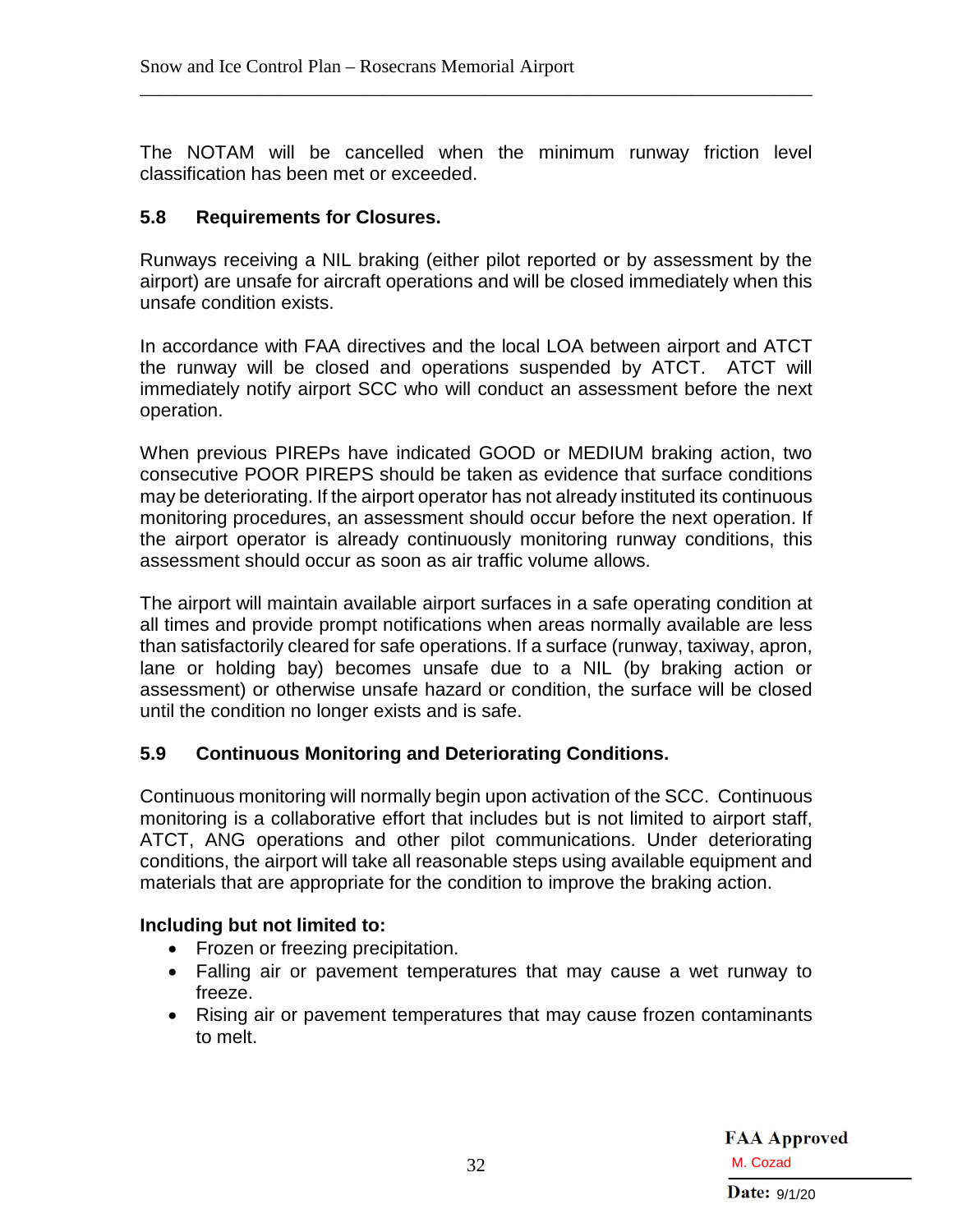The NOTAM will be cancelled when the minimum runway friction level classification has been met or exceeded.

### 5.8 Requirements for Closures.

Runways receiving a NIL braking (either pilot reported or by assessment by the airport) are unsafe for aircraft operations and will be closed immediately when this unsafe condition exists.

In accordance with FAA directives and the local LOA between airport and ATCT the runway will be closed and operations suspended by ATCT. ATCT will immediately notify airport SCC who will conduct an assessment before the next operation.

When previous PIREPs have indicated GOOD or MEDIUM braking action, two consecutive POOR PIREPS should be taken as evidence that surface conditions may be deteriorating. If the airport operator has not already instituted its continuous monitoring procedures, an assessment should occur before the next operation. If the airport operator is already continuously monitoring runway conditions, this assessment should occur as soon as air traffic volume allows.

The airport will maintain available airport surfaces in a safe operating condition at all times and provide prompt notifications when areas normally available are less than satisfactorily cleared for safe operations. If a surface (runway, taxiway, apron, lane or holding bay) becomes unsafe due to a NIL (by braking action or assessment) or otherwise unsafe hazard or condition, the surface will be closed until the condition no longer exists and is safe.

### 5.9 Continuous Monitoring and Deteriorating Conditions.

Continuous monitoring will normally begin upon activation of the SCC. Continuous monitoring is a collaborative effort that includes but is not limited to airport staff, ATCT, ANG operations and other pilot communications. Under deteriorating conditions, the airport will take all reasonable steps using available equipment and materials that are appropriate for the condition to improve the braking action.

**Including but not limited to:**

- Frozen or freezing precipitation.
- Falling air or pavement temperatures that may cause a wet runway to freeze.
- Rising air or pavement temperatures that may cause frozen contaminants to melt.

**FAA Approved**
M. Cozad
**Date:** 9/1/20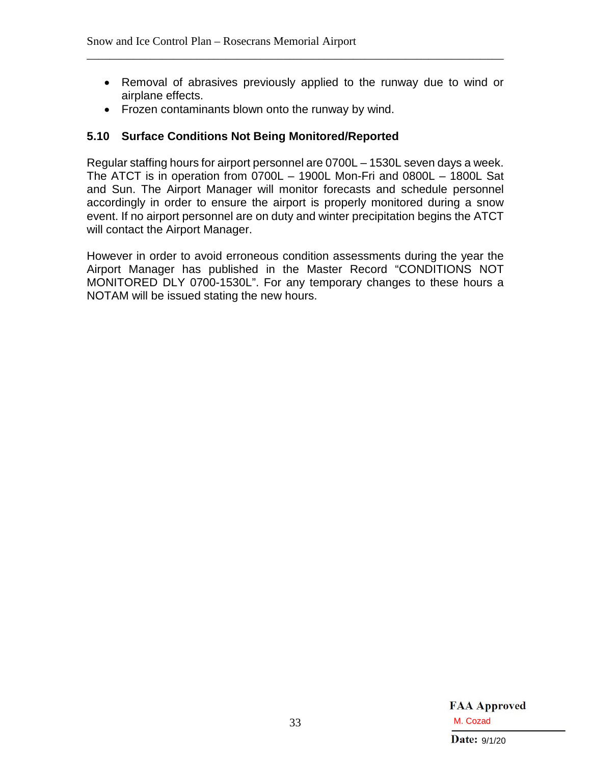- Removal of abrasives previously applied to the runway due to wind or airplane effects.
- Frozen contaminants blown onto the runway by wind.

### 5.10 Surface Conditions Not Being Monitored/Reported

Regular staffing hours for airport personnel are 0700L – 1530L seven days a week. The ATCT is in operation from 0700L – 1900L Mon-Fri and 0800L – 1800L Sat and Sun. The Airport Manager will monitor forecasts and schedule personnel accordingly in order to ensure the airport is properly monitored during a snow event. If no airport personnel are on duty and winter precipitation begins the ATCT will contact the Airport Manager.

However in order to avoid erroneous condition assessments during the year the Airport Manager has published in the Master Record “CONDITIONS NOT MONITORED DLY 0700-1530L”. For any temporary changes to these hours a NOTAM will be issued stating the new hours.

**FAA Approved**
M. Cozad
**Date:** 9/1/20